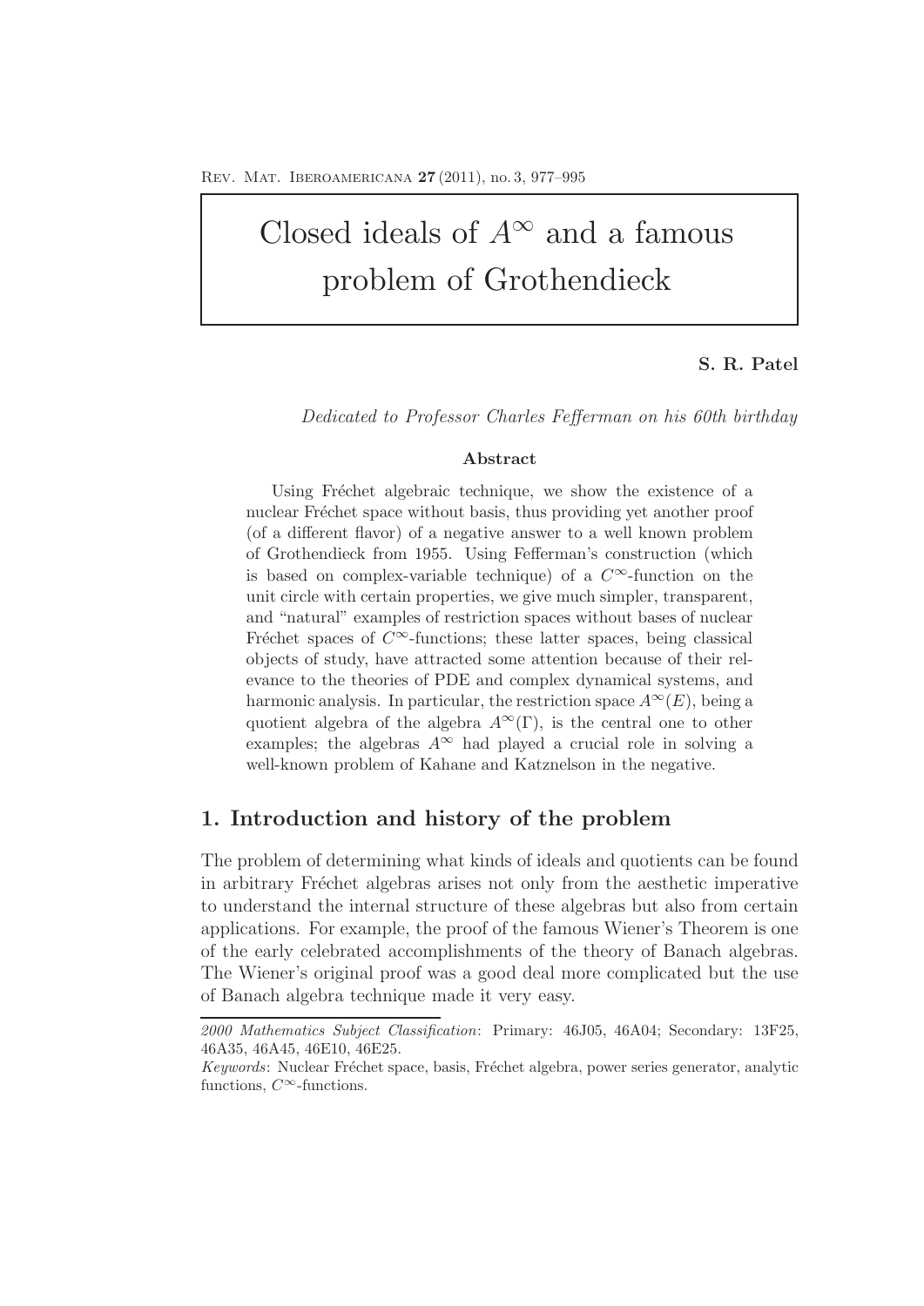# Closed ideals of $A^\infty$ and a famous problem of Grothendieck

**S. R. Patel**

*Dedicated to Professor Charles Fefferman on his 60th birthday*

#### Abstract

Using Fréchet algebraic technique, we show the existence of a nuclear Fréchet space without basis, thus providing yet another proof (of a different flavor) of a negative answer to a well known problem of Grothendieck from 1955. Using Fefferman's construction (which is based on complex-variable technique) of a $C^\infty$-function on the unit circle with certain properties, we give much simpler, transparent, and "natural" examples of restriction spaces without bases of nuclear Fréchet spaces of $C^\infty$-functions; these latter spaces, being classical objects of study, have attracted some attention because of their relevance to the theories of PDE and complex dynamical systems, and harmonic analysis. In particular, the restriction space $A^\infty(E)$, being a quotient algebra of the algebra $A^\infty(\Gamma)$, is the central one to other examples; the algebras $A^\infty$ had played a crucial role in solving a well-known problem of Kahane and Katznelson in the negative.

## 1. Introduction and history of the problem

The problem of determining what kinds of ideals and quotients can be found in arbitrary Fréchet algebras arises not only from the aesthetic imperative to understand the internal structure of these algebras but also from certain applications. For example, the proof of the famous Wiener's Theorem is one of the early celebrated accomplishments of the theory of Banach algebras. The Wiener's original proof was a good deal more complicated but the use of Banach algebra technique made it very easy.

---

*2000 Mathematics Subject Classification*: Primary: 46J05, 46A04; Secondary: 13F25, 46A35, 46A45, 46E10, 46E25.

*Keywords*: Nuclear Fréchet space, basis, Fréchet algebra, power series generator, analytic functions, $C^\infty$-functions.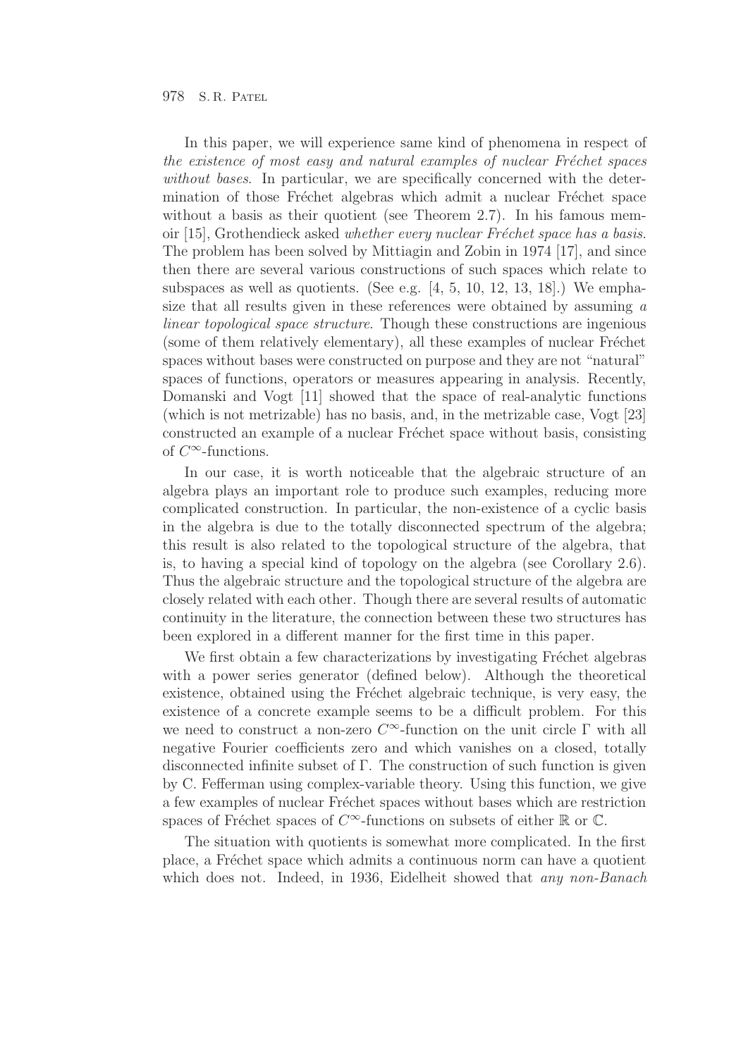In this paper, we will experience same kind of phenomena in respect of *the existence of most easy and natural examples of nuclear Fréchet spaces without bases*. In particular, we are specifically concerned with the determination of those Fréchet algebras which admit a nuclear Fréchet space without a basis as their quotient (see Theorem 2.7). In his famous memoir [15], Grothendieck asked *whether every nuclear Fréchet space has a basis*. The problem has been solved by Mittiagin and Zobin in 1974 [17], and since then there are several various constructions of such spaces which relate to subspaces as well as quotients. (See e.g. [4, 5, 10, 12, 13, 18].) We emphasize that all results given in these references were obtained by assuming *a linear topological space structure*. Though these constructions are ingenious (some of them relatively elementary), all these examples of nuclear Fréchet spaces without bases were constructed on purpose and they are not "natural" spaces of functions, operators or measures appearing in analysis. Recently, Domanski and Vogt [11] showed that the space of real-analytic functions (which is not metrizable) has no basis, and, in the metrizable case, Vogt [23] constructed an example of a nuclear Fréchet space without basis, consisting of $C^\infty$-functions.

In our case, it is worth noticeable that the algebraic structure of an algebra plays an important role to produce such examples, reducing more complicated construction. In particular, the non-existence of a cyclic basis in the algebra is due to the totally disconnected spectrum of the algebra; this result is also related to the topological structure of the algebra, that is, to having a special kind of topology on the algebra (see Corollary 2.6). Thus the algebraic structure and the topological structure of the algebra are closely related with each other. Though there are several results of automatic continuity in the literature, the connection between these two structures has been explored in a different manner for the first time in this paper.

We first obtain a few characterizations by investigating Fréchet algebras with a power series generator (defined below). Although the theoretical existence, obtained using the Fréchet algebraic technique, is very easy, the existence of a concrete example seems to be a difficult problem. For this we need to construct a non-zero $C^\infty$-function on the unit circle $\Gamma$ with all negative Fourier coefficients zero and which vanishes on a closed, totally disconnected infinite subset of $\Gamma$. The construction of such function is given by C. Fefferman using complex-variable theory. Using this function, we give a few examples of nuclear Fréchet spaces without bases which are restriction spaces of Fréchet spaces of $C^\infty$-functions on subsets of either $\mathbb{R}$ or $\mathbb{C}$.

The situation with quotients is somewhat more complicated. In the first place, a Fréchet space which admits a continuous norm can have a quotient which does not. Indeed, in 1936, Eidelheit showed that *any non-Banach*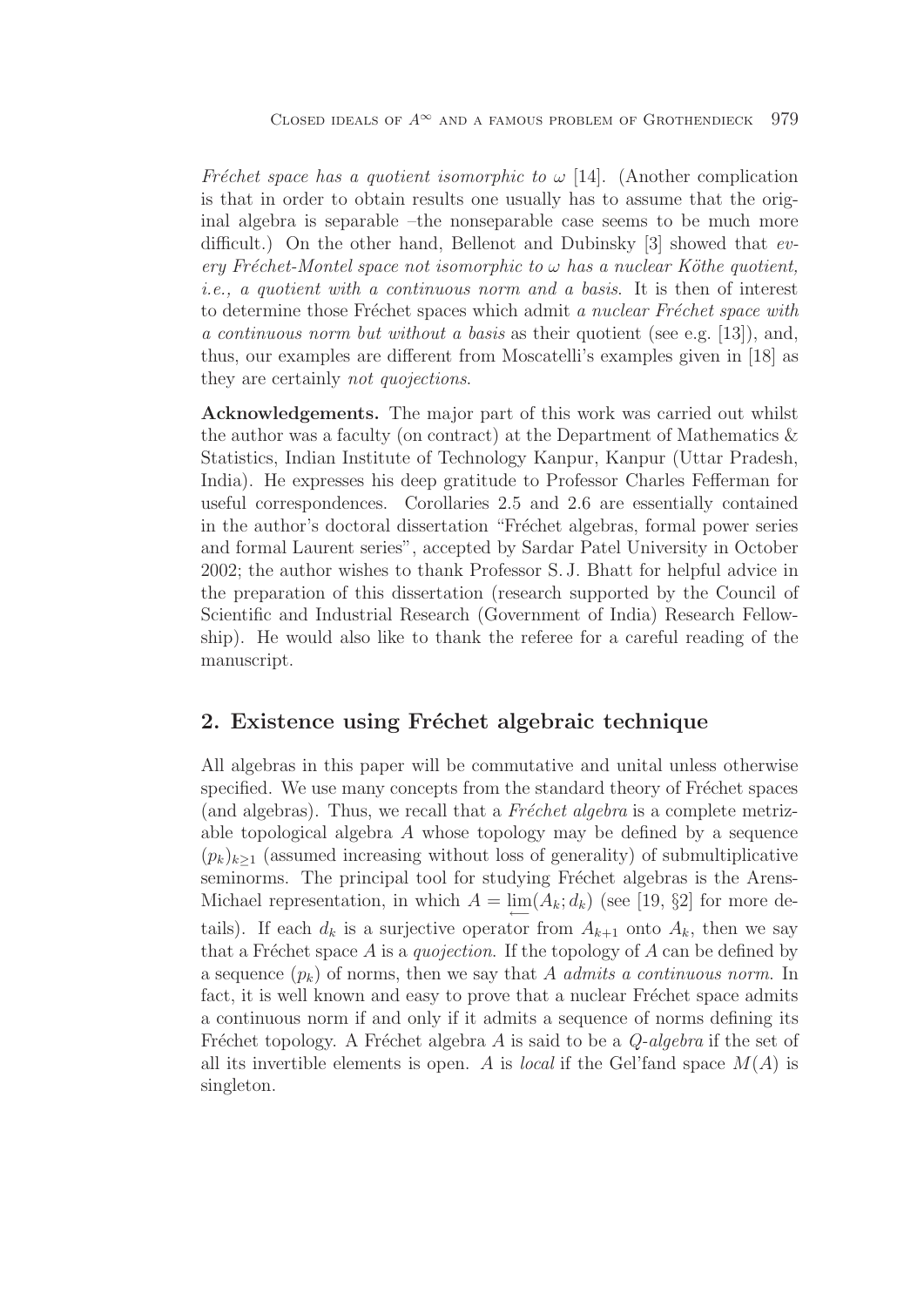*Fréchet space has a quotient isomorphic to* $\omega$ [14]. (Another complication is that in order to obtain results one usually has to assume that the original algebra is separable –the nonseparable case seems to be much more difficult.) On the other hand, Bellenot and Dubinsky [3] showed that *every Fréchet-Montel space not isomorphic to* $\omega$ *has a nuclear Köthe quotient, i.e., a quotient with a continuous norm and a basis*. It is then of interest to determine those Fréchet spaces which admit *a nuclear Fréchet space with a continuous norm but without a basis* as their quotient (see e.g. [13]), and, thus, our examples are different from Moscatelli's examples given in [18] as they are certainly *not quojections*.

**Acknowledgements.** The major part of this work was carried out whilst the author was a faculty (on contract) at the Department of Mathematics & Statistics, Indian Institute of Technology Kanpur, Kanpur (Uttar Pradesh, India). He expresses his deep gratitude to Professor Charles Fefferman for useful correspondences. Corollaries 2.5 and 2.6 are essentially contained in the author's doctoral dissertation "Fréchet algebras, formal power series and formal Laurent series", accepted by Sardar Patel University in October 2002; the author wishes to thank Professor S. J. Bhatt for helpful advice in the preparation of this dissertation (research supported by the Council of Scientific and Industrial Research (Government of India) Research Fellowship). He would also like to thank the referee for a careful reading of the manuscript.

## 2. Existence using Fréchet algebraic technique

All algebras in this paper will be commutative and unital unless otherwise specified. We use many concepts from the standard theory of Fréchet spaces (and algebras). Thus, we recall that a *Fréchet algebra* is a complete metrizable topological algebra $A$ whose topology may be defined by a sequence $(p_k)_{k\geq 1}$ (assumed increasing without loss of generality) of submultiplicative seminorms. The principal tool for studying Fréchet algebras is the Arens-Michael representation, in which $A = \varprojlim(A_k; d_k)$ (see [19, §2] for more details). If each $d_k$ is a surjective operator from $A_{k+1}$ onto $A_k$, then we say that a Fréchet space $A$ is a *quojection*. If the topology of $A$ can be defined by a sequence $(p_k)$ of norms, then we say that $A$ *admits a continuous norm*. In fact, it is well known and easy to prove that a nuclear Fréchet space admits a continuous norm if and only if it admits a sequence of norms defining its Fréchet topology. A Fréchet algebra $A$ is said to be a *Q-algebra* if the set of all its invertible elements is open. $A$ is *local* if the Gel'fand space $M(A)$ is singleton.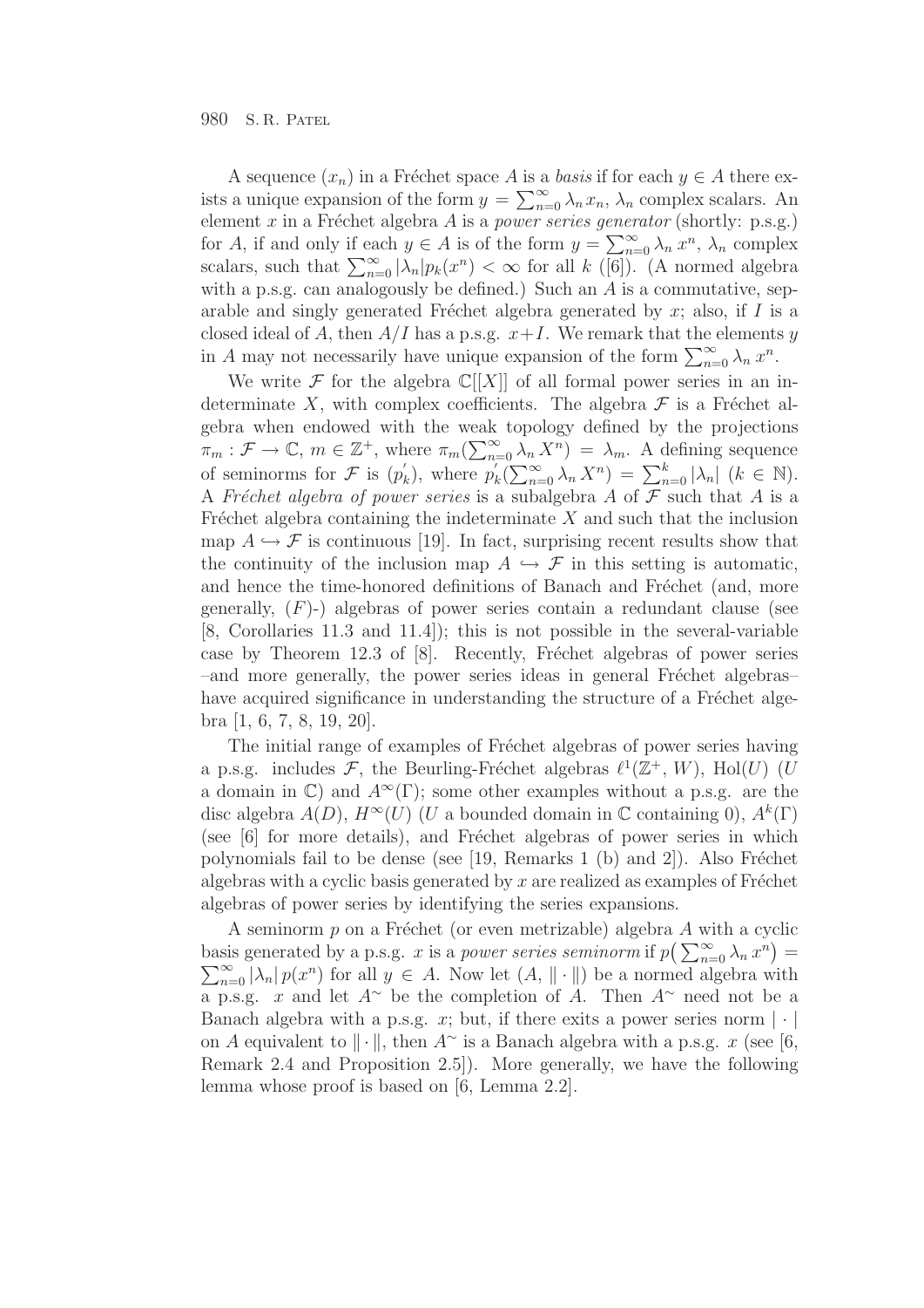A sequence $(x_n)$ in a Fréchet space $A$ is a *basis* if for each $y \in A$ there exists a unique expansion of the form $y = \sum_{n=0}^{\infty} \lambda_n x_n$, $\lambda_n$ complex scalars. An element $x$ in a Fréchet algebra $A$ is a *power series generator* (shortly: p.s.g.) for $A$, if and only if each $y \in A$ is of the form $y = \sum_{n=0}^{\infty} \lambda_n x^n$, $\lambda_n$ complex scalars, such that $\sum_{n=0}^{\infty} |\lambda_n| p_k(x^n) < \infty$ for all $k$ ([6]). (A normed algebra with a p.s.g. can analogously be defined.) Such an $A$ is a commutative, separable and singly generated Fréchet algebra generated by $x$; also, if $I$ is a closed ideal of $A$, then $A/I$ has a p.s.g. $x+I$. We remark that the elements $y$ in $A$ may not necessarily have unique expansion of the form $\sum_{n=0}^{\infty} \lambda_n x^n$.

We write $\mathcal{F}$ for the algebra $\mathbb{C}[[X]]$ of all formal power series in an indeterminate $X$, with complex coefficients. The algebra $\mathcal{F}$ is a Fréchet algebra when endowed with the weak topology defined by the projections $\pi_m : \mathcal{F} \to \mathbb{C}$, $m \in \mathbb{Z}^+$, where $\pi_m(\sum_{n=0}^{\infty} \lambda_n X^n) = \lambda_m$. A defining sequence of seminorms for $\mathcal{F}$ is $(p_k^{'})$, where $p_k^{'}(\sum_{n=0}^{\infty} \lambda_n X^n) = \sum_{n=0}^{k} |\lambda_n|$ $(k \in \mathbb{N})$. A *Fréchet algebra of power series* is a subalgebra $A$ of $\mathcal{F}$ such that $A$ is a Fréchet algebra containing the indeterminate $X$ and such that the inclusion map $A \hookrightarrow \mathcal{F}$ is continuous [19]. In fact, surprising recent results show that the continuity of the inclusion map $A \hookrightarrow \mathcal{F}$ in this setting is automatic, and hence the time-honored definitions of Banach and Fréchet (and, more generally, $(F)$-) algebras of power series contain a redundant clause (see [8, Corollaries 11.3 and 11.4]); this is not possible in the several-variable case by Theorem 12.3 of [8]. Recently, Fréchet algebras of power series –and more generally, the power series ideas in general Fréchet algebras– have acquired significance in understanding the structure of a Fréchet algebra [1, 6, 7, 8, 19, 20].

The initial range of examples of Fréchet algebras of power series having a p.s.g. includes $\mathcal{F}$, the Beurling-Fréchet algebras $\ell^1(\mathbb{Z}^+, W)$, $\mathrm{Hol}(U)$ ($U$ a domain in $\mathbb{C}$) and $A^{\infty}(\Gamma)$; some other examples without a p.s.g. are the disc algebra $A(D)$, $H^{\infty}(U)$ ($U$ a bounded domain in $\mathbb{C}$ containing 0), $A^k(\Gamma)$ (see [6] for more details), and Fréchet algebras of power series in which polynomials fail to be dense (see [19, Remarks 1 (b) and 2]). Also Fréchet algebras with a cyclic basis generated by $x$ are realized as examples of Fréchet algebras of power series by identifying the series expansions.

A seminorm $p$ on a Fréchet (or even metrizable) algebra $A$ with a cyclic basis generated by a p.s.g. $x$ is a *power series seminorm* if $p\big(\sum_{n=0}^{\infty} \lambda_n x^n\big) = \sum_{n=0}^{\infty} |\lambda_n| \, p(x^n)$ for all $y \in A$. Now let $(A, \|\cdot\|)$ be a normed algebra with a p.s.g. $x$ and let $A^{\sim}$ be the completion of $A$. Then $A^{\sim}$ need not be a Banach algebra with a p.s.g. $x$; but, if there exits a power series norm $|\cdot|$ on $A$ equivalent to $\|\cdot\|$, then $A^{\sim}$ is a Banach algebra with a p.s.g. $x$ (see [6, Remark 2.4 and Proposition 2.5]). More generally, we have the following lemma whose proof is based on [6, Lemma 2.2].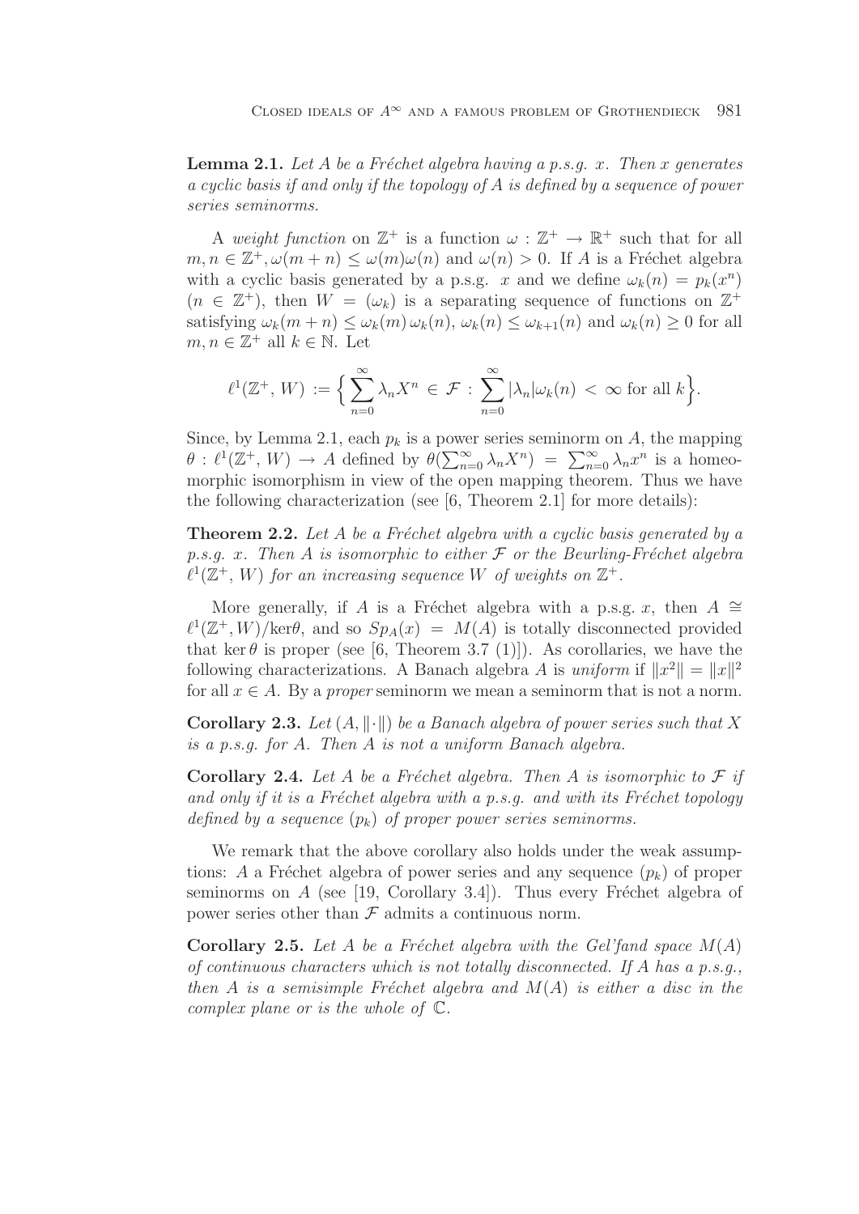**Lemma 2.1.** *Let $A$ be a Fréchet algebra having a p.s.g. $x$. Then $x$ generates a cyclic basis if and only if the topology of $A$ is defined by a sequence of power series seminorms.*

A *weight function* on $\mathbb{Z}^+$ is a function $\omega : \mathbb{Z}^+ \to \mathbb{R}^+$ such that for all $m, n \in \mathbb{Z}^+, \omega(m+n) \leq \omega(m)\omega(n)$ and $\omega(n) > 0$. If $A$ is a Fréchet algebra with a cyclic basis generated by a p.s.g. $x$ and we define $\omega_k(n) = p_k(x^n)$ ($n \in \mathbb{Z}^+$), then $W = (\omega_k)$ is a separating sequence of functions on $\mathbb{Z}^+$ satisfying $\omega_k(m+n) \leq \omega_k(m)\,\omega_k(n)$, $\omega_k(n) \leq \omega_{k+1}(n)$ and $\omega_k(n) \geq 0$ for all $m, n \in \mathbb{Z}^+$ all $k \in \mathbb{N}$. Let

$$\ell^1(\mathbb{Z}^+, W) := \Big\{ \sum_{n=0}^{\infty} \lambda_n X^n \in \mathcal{F} : \sum_{n=0}^{\infty} |\lambda_n| \omega_k(n) < \infty \text{ for all } k \Big\}.$$

Since, by Lemma 2.1, each $p_k$ is a power series seminorm on $A$, the mapping $\theta : \ell^1(\mathbb{Z}^+, W) \to A$ defined by $\theta(\sum_{n=0}^{\infty} \lambda_n X^n) = \sum_{n=0}^{\infty} \lambda_n x^n$ is a homeomorphic isomorphism in view of the open mapping theorem. Thus we have the following characterization (see [6, Theorem 2.1] for more details):

**Theorem 2.2.** *Let $A$ be a Fréchet algebra with a cyclic basis generated by a p.s.g. $x$. Then $A$ is isomorphic to either $\mathcal{F}$ or the Beurling-Fréchet algebra $\ell^1(\mathbb{Z}^+, W)$ for an increasing sequence $W$ of weights on $\mathbb{Z}^+$.*

More generally, if $A$ is a Fréchet algebra with a p.s.g. $x$, then $A \cong \ell^1(\mathbb{Z}^+, W)/\ker\theta$, and so $Sp_A(x) = M(A)$ is totally disconnected provided that $\ker\theta$ is proper (see [6, Theorem 3.7 (1)]). As corollaries, we have the following characterizations. A Banach algebra $A$ is *uniform* if $\|x^2\| = \|x\|^2$ for all $x \in A$. By a *proper* seminorm we mean a seminorm that is not a norm.

**Corollary 2.3.** *Let $(A, \|\cdot\|)$ be a Banach algebra of power series such that $X$ is a p.s.g. for $A$. Then $A$ is not a uniform Banach algebra.*

**Corollary 2.4.** *Let $A$ be a Fréchet algebra. Then $A$ is isomorphic to $\mathcal{F}$ if and only if it is a Fréchet algebra with a p.s.g. and with its Fréchet topology defined by a sequence $(p_k)$ of proper power series seminorms.*

We remark that the above corollary also holds under the weak assumptions: $A$ a Fréchet algebra of power series and any sequence $(p_k)$ of proper seminorms on $A$ (see [19, Corollary 3.4]). Thus every Fréchet algebra of power series other than $\mathcal{F}$ admits a continuous norm.

**Corollary 2.5.** *Let $A$ be a Fréchet algebra with the Gel'fand space $M(A)$ of continuous characters which is not totally disconnected. If $A$ has a p.s.g., then $A$ is a semisimple Fréchet algebra and $M(A)$ is either a disc in the complex plane or is the whole of $\mathbb{C}$.*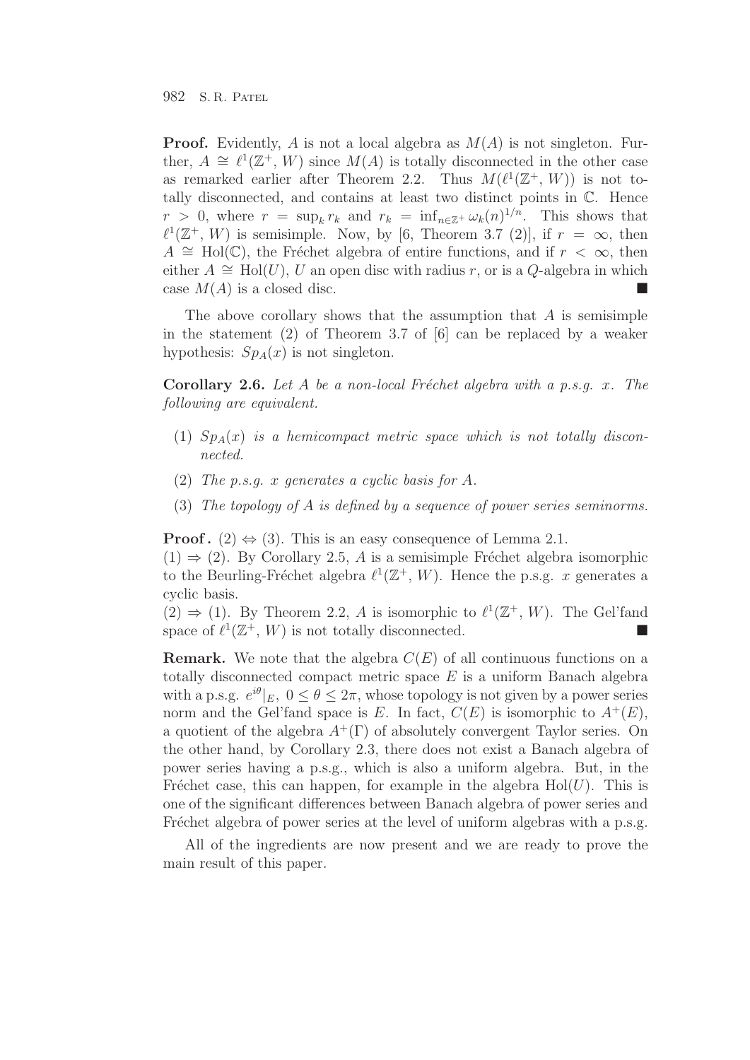**Proof.** Evidently, $A$ is not a local algebra as $M(A)$ is not singleton. Further, $A \cong \ell^1(\mathbb{Z}^+, W)$ since $M(A)$ is totally disconnected in the other case as remarked earlier after Theorem 2.2. Thus $M(\ell^1(\mathbb{Z}^+, W))$ is not totally disconnected, and contains at least two distinct points in $\mathbb{C}$. Hence $r > 0$, where $r = \sup_k r_k$ and $r_k = \inf_{n \in \mathbb{Z}^+} \omega_k(n)^{1/n}$. This shows that $\ell^1(\mathbb{Z}^+, W)$ is semisimple. Now, by [6, Theorem 3.7 (2)], if $r = \infty$, then $A \cong \mathrm{Hol}(\mathbb{C})$, the Fréchet algebra of entire functions, and if $r < \infty$, then either $A \cong \mathrm{Hol}(U)$, $U$ an open disc with radius $r$, or is a $Q$-algebra in which case $M(A)$ is a closed disc. ■

The above corollary shows that the assumption that $A$ is semisimple in the statement (2) of Theorem 3.7 of [6] can be replaced by a weaker hypothesis: $Sp_A(x)$ is not singleton.

**Corollary 2.6.** *Let $A$ be a non-local Fréchet algebra with a p.s.g. $x$. The following are equivalent.*

1. *$Sp_A(x)$ is a hemicompact metric space which is not totally disconnected.*
2. *The p.s.g. $x$ generates a cyclic basis for $A$.*
3. *The topology of $A$ is defined by a sequence of power series seminorms.*

**Proof.** (2) $\Leftrightarrow$ (3). This is an easy consequence of Lemma 2.1.
(1) $\Rightarrow$ (2). By Corollary 2.5, $A$ is a semisimple Fréchet algebra isomorphic to the Beurling-Fréchet algebra $\ell^1(\mathbb{Z}^+, W)$. Hence the p.s.g. $x$ generates a cyclic basis.
(2) $\Rightarrow$ (1). By Theorem 2.2, $A$ is isomorphic to $\ell^1(\mathbb{Z}^+, W)$. The Gel'fand space of $\ell^1(\mathbb{Z}^+, W)$ is not totally disconnected. ■

**Remark.** We note that the algebra $C(E)$ of all continuous functions on a totally disconnected compact metric space $E$ is a uniform Banach algebra with a p.s.g. $e^{i\theta}|_E$, $0 \leq \theta \leq 2\pi$, whose topology is not given by a power series norm and the Gel'fand space is $E$. In fact, $C(E)$ is isomorphic to $A^+(E)$, a quotient of the algebra $A^+(\Gamma)$ of absolutely convergent Taylor series. On the other hand, by Corollary 2.3, there does not exist a Banach algebra of power series having a p.s.g., which is also a uniform algebra. But, in the Fréchet case, this can happen, for example in the algebra $\mathrm{Hol}(U)$. This is one of the significant differences between Banach algebra of power series and Fréchet algebra of power series at the level of uniform algebras with a p.s.g.

All of the ingredients are now present and we are ready to prove the main result of this paper.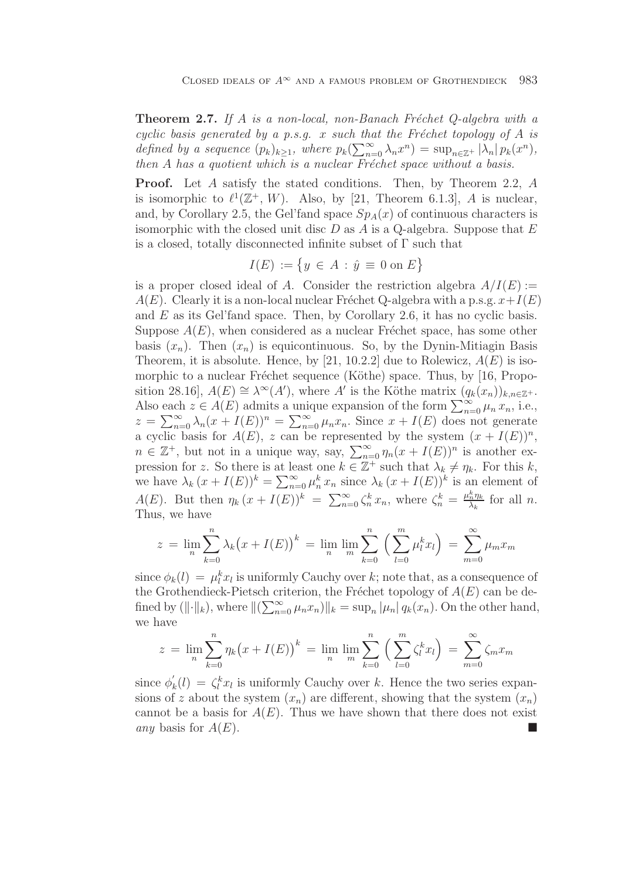**Theorem 2.7.** *If $A$ is a non-local, non-Banach Fréchet Q-algebra with a cyclic basis generated by a p.s.g. $x$ such that the Fréchet topology of $A$ is defined by a sequence $(p_k)_{k\geq 1}$, where $p_k(\sum_{n=0}^{\infty} \lambda_n x^n) = \sup_{n\in\mathbb{Z}^+} |\lambda_n|\, p_k(x^n)$, then $A$ has a quotient which is a nuclear Fréchet space without a basis.*

**Proof.** Let $A$ satisfy the stated conditions. Then, by Theorem 2.2, $A$ is isomorphic to $\ell^1(\mathbb{Z}^+, W)$. Also, by [21, Theorem 6.1.3], $A$ is nuclear, and, by Corollary 2.5, the Gel'fand space $Sp_A(x)$ of continuous characters is isomorphic with the closed unit disc $D$ as $A$ is a Q-algebra. Suppose that $E$ is a closed, totally disconnected infinite subset of $\Gamma$ such that

$$I(E) := \{y \in A : \hat{y} \equiv 0 \text{ on } E\}$$

is a proper closed ideal of $A$. Consider the restriction algebra $A/I(E) := A(E)$. Clearly it is a non-local nuclear Fréchet Q-algebra with a p.s.g. $x+I(E)$ and $E$ as its Gel'fand space. Then, by Corollary 2.6, it has no cyclic basis. Suppose $A(E)$, when considered as a nuclear Fréchet space, has some other basis $(x_n)$. Then $(x_n)$ is equicontinuous. So, by the Dynin-Mitiagin Basis Theorem, it is absolute. Hence, by [21, 10.2.2] due to Rolewicz, $A(E)$ is isomorphic to a nuclear Fréchet sequence (Köthe) space. Thus, by [16, Proposition 28.16], $A(E) \cong \lambda^{\infty}(A')$, where $A'$ is the Köthe matrix $(q_k(x_n))_{k,n\in\mathbb{Z}^+}$. Also each $z \in A(E)$ admits a unique expansion of the form $\sum_{n=0}^{\infty} \mu_n x_n$, i.e., $z = \sum_{n=0}^{\infty} \lambda_n (x + I(E))^n = \sum_{n=0}^{\infty} \mu_n x_n$. Since $x + I(E)$ does not generate a cyclic basis for $A(E)$, $z$ can be represented by the system $(x + I(E))^n$, $n \in \mathbb{Z}^+$, but not in a unique way, say, $\sum_{n=0}^{\infty} \eta_n (x + I(E))^n$ is another expression for $z$. So there is at least one $k \in \mathbb{Z}^+$ such that $\lambda_k \neq \eta_k$. For this $k$, we have $\lambda_k\, (x + I(E))^k = \sum_{n=0}^{\infty} \mu_n^k\, x_n$ since $\lambda_k\, (x + I(E))^k$ is an element of $A(E)$. But then $\eta_k\, (x + I(E))^k = \sum_{n=0}^{\infty} \zeta_n^k\, x_n$, where $\zeta_n^k = \frac{\mu_n^k \eta_k}{\lambda_k}$ for all $n$. Thus, we have

$$z = \lim_n \sum_{k=0}^{n} \lambda_k \big(x + I(E)\big)^k = \lim_n \lim_m \sum_{k=0}^{n} \Big( \sum_{l=0}^{m} \mu_l^k x_l \Big) = \sum_{m=0}^{\infty} \mu_m x_m$$

since $\phi_k(l) = \mu_l^k x_l$ is uniformly Cauchy over $k$; note that, as a consequence of the Grothendieck-Pietsch criterion, the Fréchet topology of $A(E)$ can be defined by $(\|\cdot\|_k)$, where $\|(\sum_{n=0}^{\infty} \mu_n x_n)\|_k = \sup_n |\mu_n|\, q_k(x_n)$. On the other hand, we have

$$z = \lim_n \sum_{k=0}^{n} \eta_k \big(x + I(E)\big)^k = \lim_n \lim_m \sum_{k=0}^{n} \Big( \sum_{l=0}^{m} \zeta_l^k x_l \Big) = \sum_{m=0}^{\infty} \zeta_m x_m$$

since $\phi_k^{'}(l) = \zeta_l^k x_l$ is uniformly Cauchy over $k$. Hence the two series expansions of $z$ about the system $(x_n)$ are different, showing that the system $(x_n)$ cannot be a basis for $A(E)$. Thus we have shown that there does not exist *any* basis for $A(E)$. ∎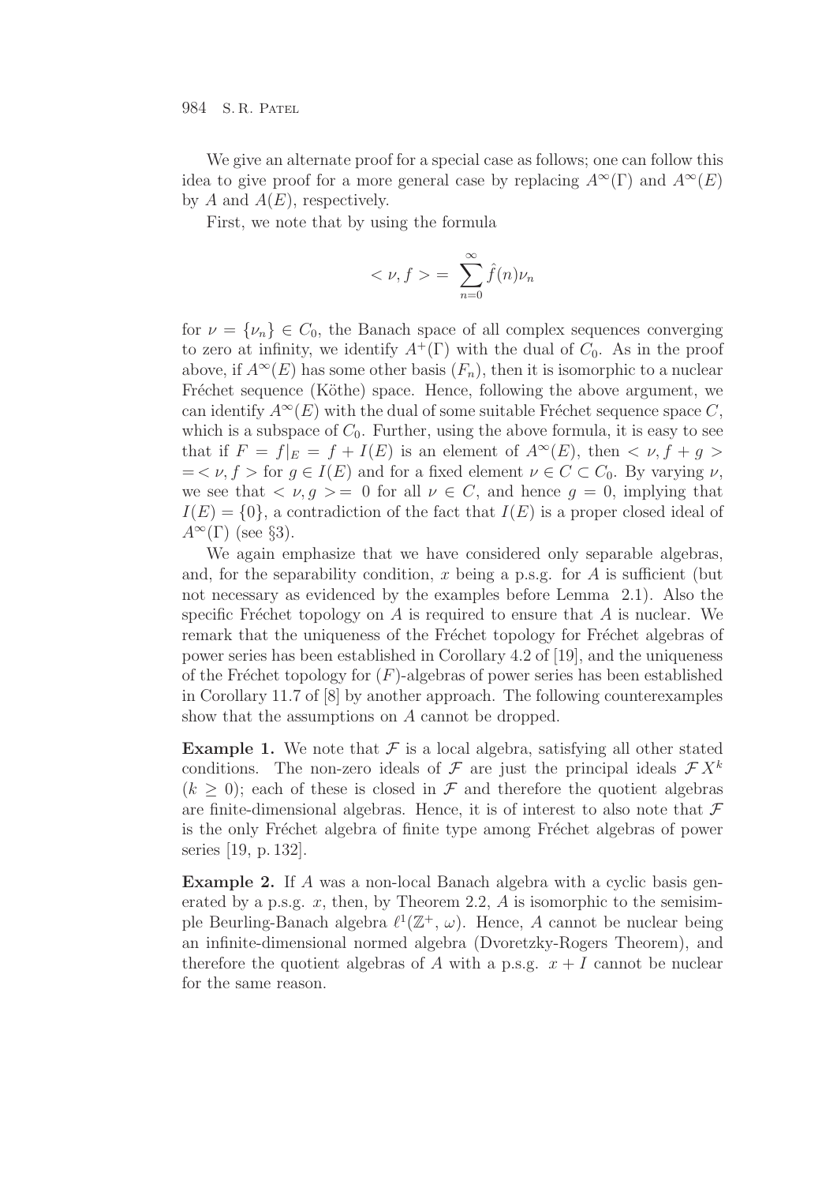We give an alternate proof for a special case as follows; one can follow this idea to give proof for a more general case by replacing $A^\infty(\Gamma)$ and $A^\infty(E)$ by $A$ and $A(E)$, respectively.

First, we note that by using the formula

$$< \nu, f > = \sum_{n=0}^{\infty} \hat{f}(n)\nu_n$$

for $\nu = \{\nu_n\} \in C_0$, the Banach space of all complex sequences converging to zero at infinity, we identify $A^+(\Gamma)$ with the dual of $C_0$. As in the proof above, if $A^\infty(E)$ has some other basis $(F_n)$, then it is isomorphic to a nuclear Fréchet sequence (Köthe) space. Hence, following the above argument, we can identify $A^\infty(E)$ with the dual of some suitable Fréchet sequence space $C$, which is a subspace of $C_0$. Further, using the above formula, it is easy to see that if $F = f|_E = f + I(E)$ is an element of $A^\infty(E)$, then $< \nu, f + g > = < \nu, f >$ for $g \in I(E)$ and for a fixed element $\nu \in C \subset C_0$. By varying $\nu$, we see that $< \nu, g > = 0$ for all $\nu \in C$, and hence $g = 0$, implying that $I(E) = \{0\}$, a contradiction of the fact that $I(E)$ is a proper closed ideal of $A^\infty(\Gamma)$ (see §3).

We again emphasize that we have considered only separable algebras, and, for the separability condition, $x$ being a p.s.g. for $A$ is sufficient (but not necessary as evidenced by the examples before Lemma 2.1). Also the specific Fréchet topology on $A$ is required to ensure that $A$ is nuclear. We remark that the uniqueness of the Fréchet topology for Fréchet algebras of power series has been established in Corollary 4.2 of [19], and the uniqueness of the Fréchet topology for $(F)$-algebras of power series has been established in Corollary 11.7 of [8] by another approach. The following counterexamples show that the assumptions on $A$ cannot be dropped.

**Example 1.** We note that $\mathcal{F}$ is a local algebra, satisfying all other stated conditions. The non-zero ideals of $\mathcal{F}$ are just the principal ideals $\mathcal{F}X^k$ ($k \geq 0$); each of these is closed in $\mathcal{F}$ and therefore the quotient algebras are finite-dimensional algebras. Hence, it is of interest to also note that $\mathcal{F}$ is the only Fréchet algebra of finite type among Fréchet algebras of power series [19, p. 132].

**Example 2.** If $A$ was a non-local Banach algebra with a cyclic basis generated by a p.s.g. $x$, then, by Theorem 2.2, $A$ is isomorphic to the semisimple Beurling-Banach algebra $\ell^1(\mathbb{Z}^+, \omega)$. Hence, $A$ cannot be nuclear being an infinite-dimensional normed algebra (Dvoretzky-Rogers Theorem), and therefore the quotient algebras of $A$ with a p.s.g. $x + I$ cannot be nuclear for the same reason.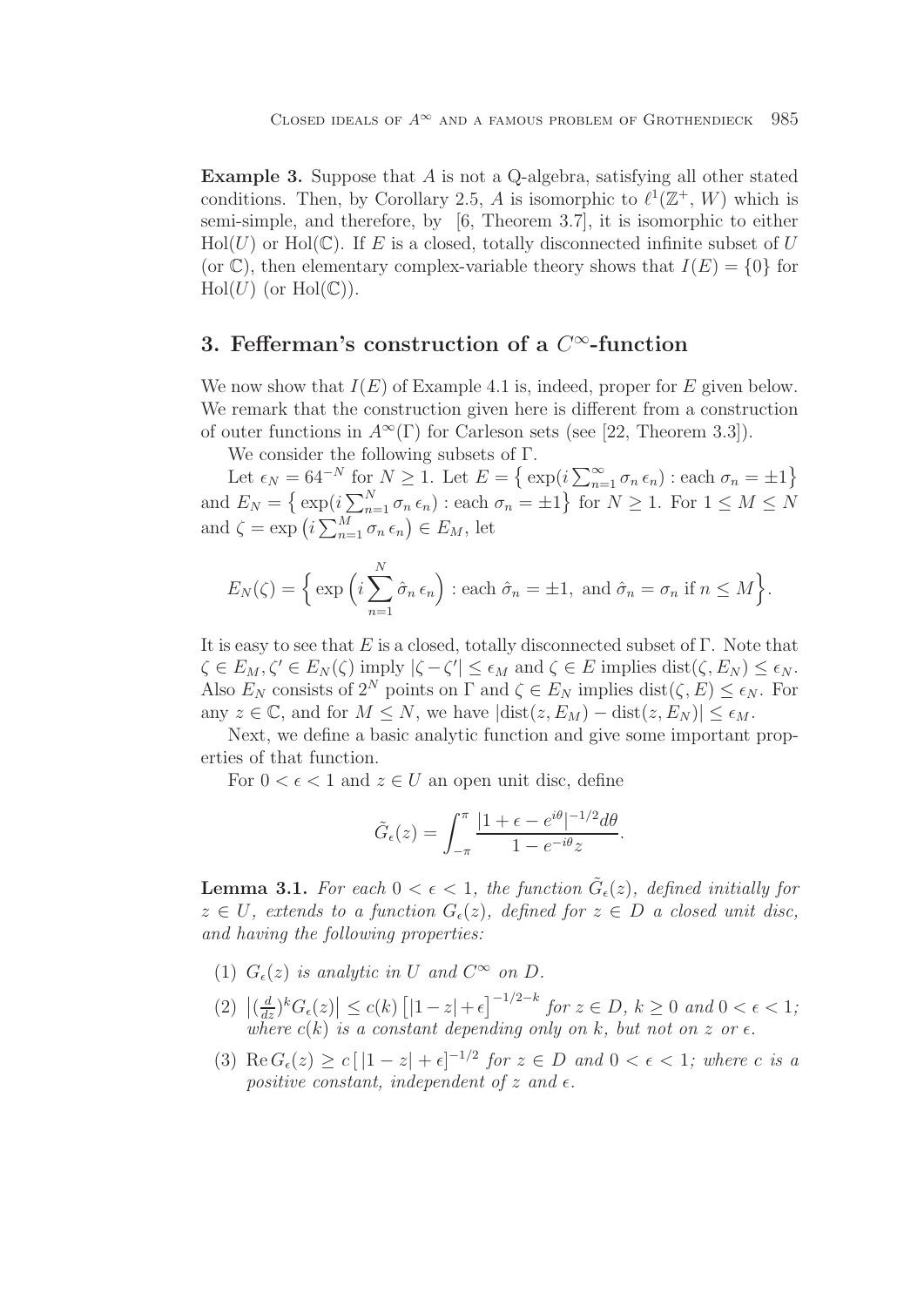**Example 3.** Suppose that $A$ is not a Q-algebra, satisfying all other stated conditions. Then, by Corollary 2.5, $A$ is isomorphic to $\ell^1(\mathbb{Z}^+, W)$ which is semi-simple, and therefore, by [6, Theorem 3.7], it is isomorphic to either $\mathrm{Hol}(U)$ or $\mathrm{Hol}(\mathbb{C})$. If $E$ is a closed, totally disconnected infinite subset of $U$ (or $\mathbb{C}$), then elementary complex-variable theory shows that $I(E) = \{0\}$ for $\mathrm{Hol}(U)$ (or $\mathrm{Hol}(\mathbb{C})$).

## 3. Fefferman's construction of a $C^\infty$-function

We now show that $I(E)$ of Example 4.1 is, indeed, proper for $E$ given below. We remark that the construction given here is different from a construction of outer functions in $A^\infty(\Gamma)$ for Carleson sets (see [22, Theorem 3.3]).

We consider the following subsets of $\Gamma$.

Let $\epsilon_N = 64^{-N}$ for $N \geq 1$. Let $E = \big\{ \exp(i \sum_{n=1}^{\infty} \sigma_n \, \epsilon_n) : \text{each } \sigma_n = \pm 1 \big\}$ and $E_N = \big\{ \exp(i \sum_{n=1}^{N} \sigma_n \, \epsilon_n) : \text{each } \sigma_n = \pm 1 \big\}$ for $N \geq 1$. For $1 \leq M \leq N$ and $\zeta = \exp\big(i \sum_{n=1}^{M} \sigma_n \, \epsilon_n\big) \in E_M$, let

$$E_N(\zeta) = \Big\{ \exp\Big(i \sum_{n=1}^{N} \hat{\sigma}_n \, \epsilon_n\Big) : \text{each } \hat{\sigma}_n = \pm 1, \text{ and } \hat{\sigma}_n = \sigma_n \text{ if } n \leq M \Big\}.$$

It is easy to see that $E$ is a closed, totally disconnected subset of $\Gamma$. Note that $\zeta \in E_M, \zeta' \in E_N(\zeta)$ imply $|\zeta - \zeta'| \leq \epsilon_M$ and $\zeta \in E$ implies $\mathrm{dist}(\zeta, E_N) \leq \epsilon_N$. Also $E_N$ consists of $2^N$ points on $\Gamma$ and $\zeta \in E_N$ implies $\mathrm{dist}(\zeta, E) \leq \epsilon_N$. For any $z \in \mathbb{C}$, and for $M \leq N$, we have $|\mathrm{dist}(z, E_M) - \mathrm{dist}(z, E_N)| \leq \epsilon_M$.

Next, we define a basic analytic function and give some important properties of that function.

For $0 < \epsilon < 1$ and $z \in U$ an open unit disc, define

$$\tilde{G}_\epsilon(z) = \int_{-\pi}^{\pi} \frac{|1 + \epsilon - e^{i\theta}|^{-1/2} d\theta}{1 - e^{-i\theta} z}.$$

**Lemma 3.1.** *For each $0 < \epsilon < 1$, the function $\tilde{G}_\epsilon(z)$, defined initially for $z \in U$, extends to a function $G_\epsilon(z)$, defined for $z \in D$ a closed unit disc, and having the following properties:*

1. *$G_\epsilon(z)$ is analytic in $U$ and $C^\infty$ on $D$.*
2. *$\left|(\frac{d}{dz})^k G_\epsilon(z)\right| \leq c(k) \left[|1 - z| + \epsilon\right]^{-1/2-k}$ for $z \in D$, $k \geq 0$ and $0 < \epsilon < 1$; where $c(k)$ is a constant depending only on $k$, but not on $z$ or $\epsilon$.*
3. *$\mathrm{Re}\, G_\epsilon(z) \geq c \left[\, |1 - z| + \epsilon\right]^{-1/2}$ for $z \in D$ and $0 < \epsilon < 1$; where $c$ is a positive constant, independent of $z$ and $\epsilon$.*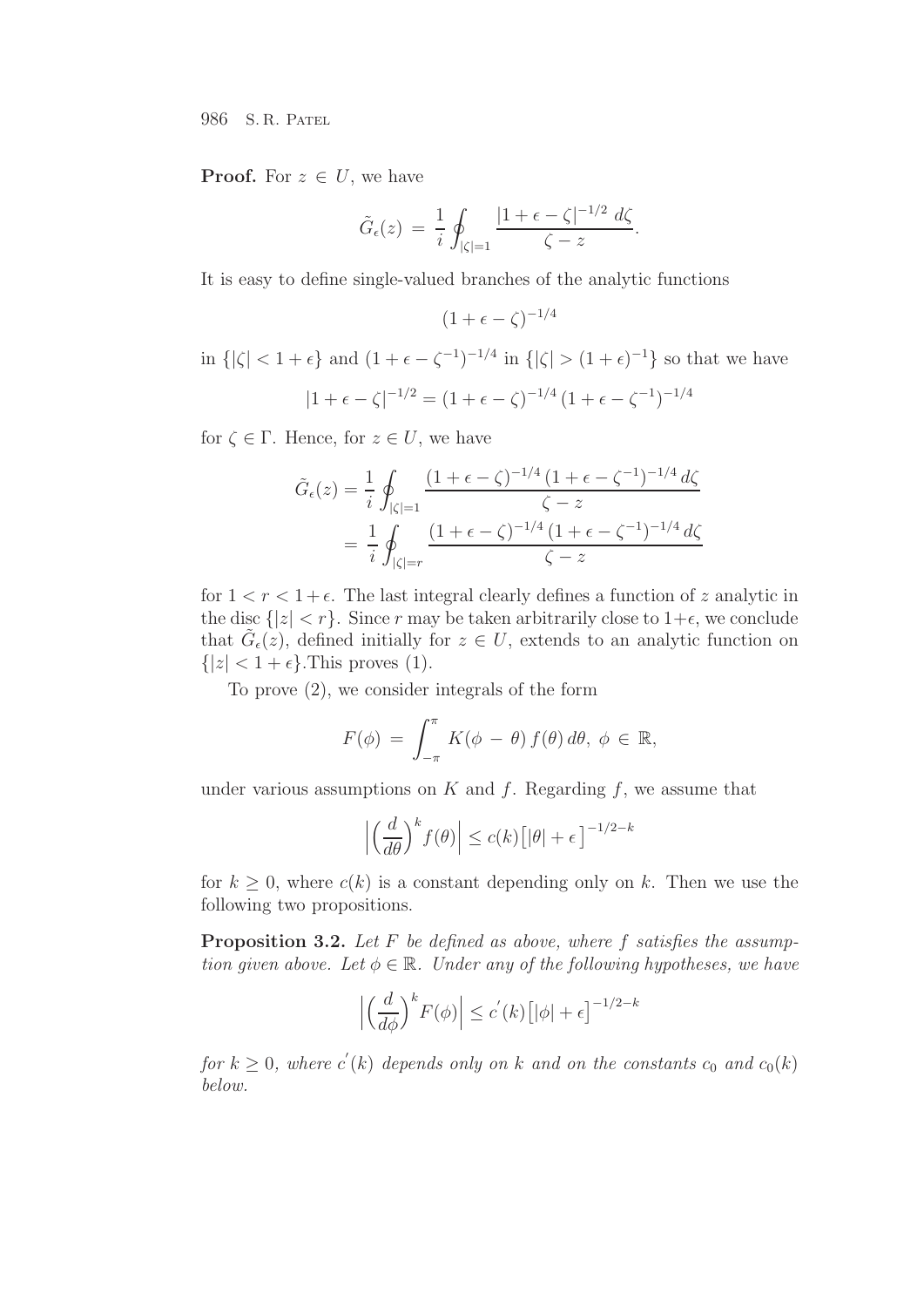**Proof.** For $z \in U$, we have

$$\tilde{G}_\epsilon(z) = \frac{1}{i} \oint_{|\zeta|=1} \frac{|1+\epsilon-\zeta|^{-1/2}\, d\zeta}{\zeta - z}.$$

It is easy to define single-valued branches of the analytic functions

$$(1+\epsilon-\zeta)^{-1/4}$$

in $\{|\zeta| < 1+\epsilon\}$ and $(1+\epsilon-\zeta^{-1})^{-1/4}$ in $\{|\zeta| > (1+\epsilon)^{-1}\}$ so that we have

$$|1+\epsilon-\zeta|^{-1/2} = (1+\epsilon-\zeta)^{-1/4}\,(1+\epsilon-\zeta^{-1})^{-1/4}$$

for $\zeta \in \Gamma$. Hence, for $z \in U$, we have

$$\begin{aligned}
\tilde{G}_\epsilon(z) &= \frac{1}{i} \oint_{|\zeta|=1} \frac{(1+\epsilon-\zeta)^{-1/4}\,(1+\epsilon-\zeta^{-1})^{-1/4}\, d\zeta}{\zeta - z} \\
&= \frac{1}{i} \oint_{|\zeta|=r} \frac{(1+\epsilon-\zeta)^{-1/4}\,(1+\epsilon-\zeta^{-1})^{-1/4}\, d\zeta}{\zeta - z}
\end{aligned}$$

for $1 < r < 1+\epsilon$. The last integral clearly defines a function of $z$ analytic in the disc $\{|z| < r\}$. Since $r$ may be taken arbitrarily close to $1+\epsilon$, we conclude that $\tilde{G}_\epsilon(z)$, defined initially for $z \in U$, extends to an analytic function on $\{|z| < 1+\epsilon\}$. This proves (1).

To prove (2), we consider integrals of the form

$$F(\phi) = \int_{-\pi}^{\pi} K(\phi - \theta)\, f(\theta)\, d\theta,\ \phi \in \mathbb{R},$$

under various assumptions on $K$ and $f$. Regarding $f$, we assume that

$$\Big|\Big(\frac{d}{d\theta}\Big)^k f(\theta)\Big| \le c(k)\big[|\theta| + \epsilon\big]^{-1/2-k}$$

for $k \ge 0$, where $c(k)$ is a constant depending only on $k$. Then we use the following two propositions.

**Proposition 3.2.** *Let $F$ be defined as above, where $f$ satisfies the assumption given above. Let $\phi \in \mathbb{R}$. Under any of the following hypotheses, we have*

$$\Big|\Big(\frac{d}{d\phi}\Big)^k F(\phi)\Big| \le c'(k)\big[|\phi| + \epsilon\big]^{-1/2-k}$$

*for $k \ge 0$, where $c'(k)$ depends only on $k$ and on the constants $c_0$ and $c_0(k)$ below.*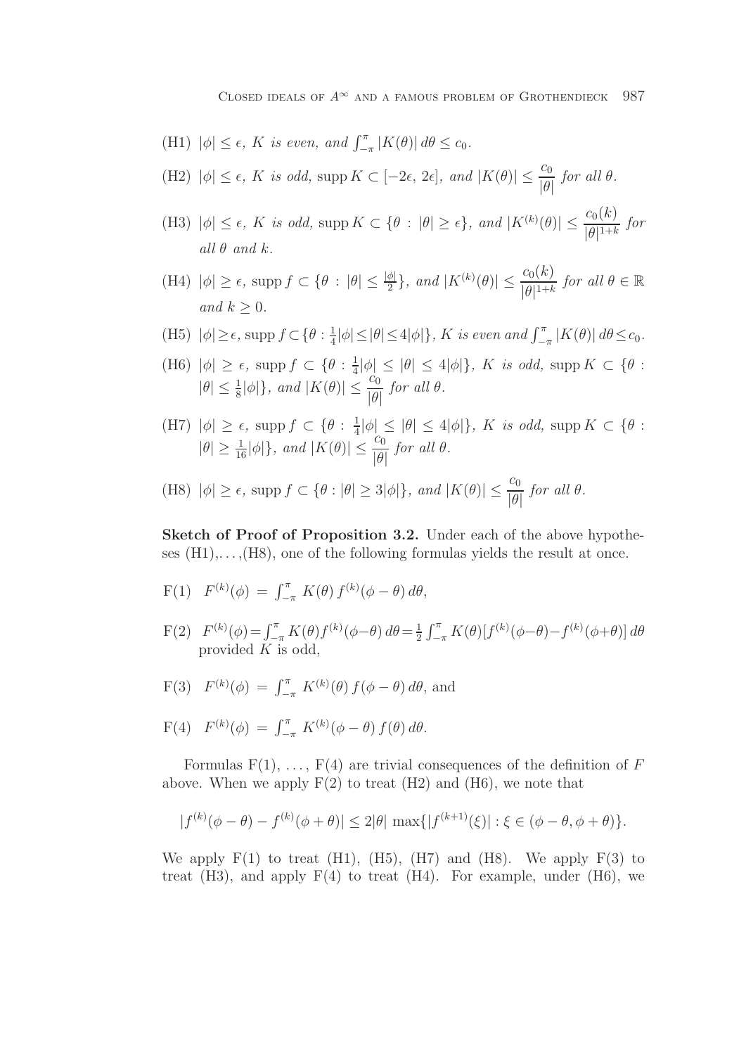(H1) $|\phi| \le \epsilon$, *K is even, and* $\int_{-\pi}^{\pi} |K(\theta)|\,d\theta \le c_0$.

(H2) $|\phi| \le \epsilon$, *K is odd,* $\operatorname{supp} K \subset [-2\epsilon, 2\epsilon]$*, and* $|K(\theta)| \le \dfrac{c_0}{|\theta|}$ *for all* $\theta$.

(H3) $|\phi| \le \epsilon$, *K is odd,* $\operatorname{supp} K \subset \{\theta : |\theta| \ge \epsilon\}$*, and* $|K^{(k)}(\theta)| \le \dfrac{c_0(k)}{|\theta|^{1+k}}$ *for all* $\theta$ *and* $k$.

(H4) $|\phi| \ge \epsilon$, $\operatorname{supp} f \subset \{\theta : |\theta| \le \frac{|\phi|}{2}\}$*, and* $|K^{(k)}(\theta)| \le \dfrac{c_0(k)}{|\theta|^{1+k}}$ *for all* $\theta \in \mathbb{R}$ *and* $k \ge 0$.

(H5) $|\phi| \ge \epsilon$, $\operatorname{supp} f \subset \{\theta : \frac{1}{4}|\phi| \le |\theta| \le 4|\phi|\}$*, K is even and* $\int_{-\pi}^{\pi} |K(\theta)|\,d\theta \le c_0$.

(H6) $|\phi| \ge \epsilon$, $\operatorname{supp} f \subset \{\theta : \frac{1}{4}|\phi| \le |\theta| \le 4|\phi|\}$*, K is odd,* $\operatorname{supp} K \subset \{\theta : |\theta| \le \frac{1}{8}|\phi|\}$*, and* $|K(\theta)| \le \dfrac{c_0}{|\theta|}$ *for all* $\theta$.

(H7) $|\phi| \ge \epsilon$, $\operatorname{supp} f \subset \{\theta : \frac{1}{4}|\phi| \le |\theta| \le 4|\phi|\}$*, K is odd,* $\operatorname{supp} K \subset \{\theta : |\theta| \ge \frac{1}{16}|\phi|\}$*, and* $|K(\theta)| \le \dfrac{c_0}{|\theta|}$ *for all* $\theta$.

(H8) $|\phi| \ge \epsilon$, $\operatorname{supp} f \subset \{\theta : |\theta| \ge 3|\phi|\}$*, and* $|K(\theta)| \le \dfrac{c_0}{|\theta|}$ *for all* $\theta$.

**Sketch of Proof of Proposition 3.2.** Under each of the above hypotheses (H1),…,(H8), one of the following formulas yields the result at once.

F(1) $F^{(k)}(\phi) = \int_{-\pi}^{\pi} K(\theta)\, f^{(k)}(\phi - \theta)\,d\theta$,

F(2) $F^{(k)}(\phi) = \int_{-\pi}^{\pi} K(\theta) f^{(k)}(\phi-\theta)\,d\theta = \frac{1}{2}\int_{-\pi}^{\pi} K(\theta)[f^{(k)}(\phi-\theta) - f^{(k)}(\phi+\theta)]\,d\theta$ provided $K$ is odd,

F(3) $F^{(k)}(\phi) = \int_{-\pi}^{\pi} K^{(k)}(\theta)\, f(\phi - \theta)\,d\theta$, and

F(4) $F^{(k)}(\phi) = \int_{-\pi}^{\pi} K^{(k)}(\phi - \theta)\, f(\theta)\,d\theta$.

Formulas F(1), …, F(4) are trivial consequences of the definition of $F$ above. When we apply F(2) to treat (H2) and (H6), we note that

$$|f^{(k)}(\phi - \theta) - f^{(k)}(\phi + \theta)| \le 2|\theta| \max\{|f^{(k+1)}(\xi)| : \xi \in (\phi - \theta, \phi + \theta)\}.$$

We apply F(1) to treat (H1), (H5), (H7) and (H8). We apply F(3) to treat (H3), and apply F(4) to treat (H4). For example, under (H6), we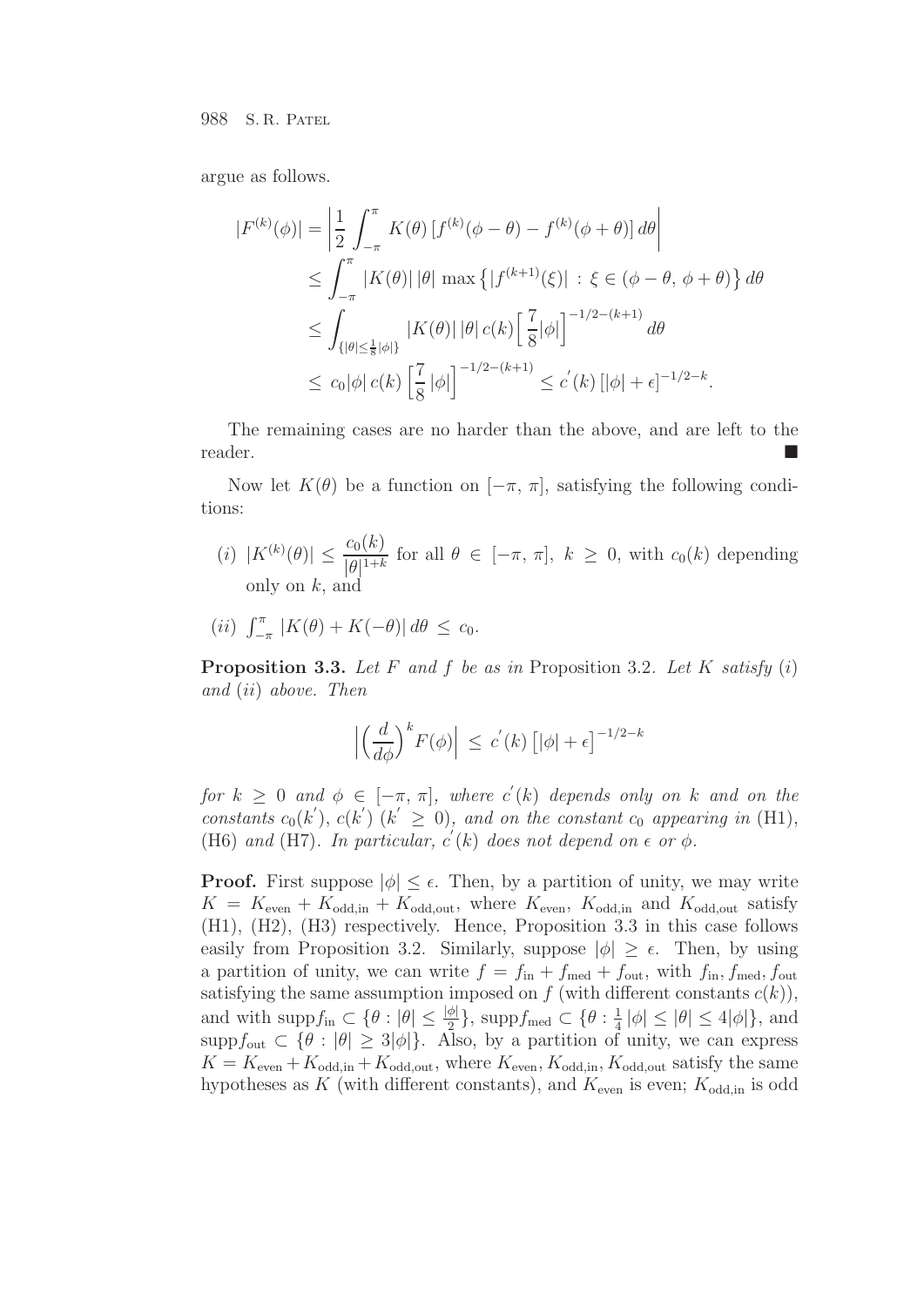argue as follows.

$$
\begin{aligned}
|F^{(k)}(\phi)| &= \left| \frac{1}{2} \int_{-\pi}^{\pi} K(\theta) \left[ f^{(k)}(\phi - \theta) - f^{(k)}(\phi + \theta) \right] d\theta \right| \\
&\leq \int_{-\pi}^{\pi} |K(\theta)| \, |\theta| \, \max \left\{ |f^{(k+1)}(\xi)| \, : \, \xi \in (\phi - \theta, \, \phi + \theta) \right\} d\theta \\
&\leq \int_{\{|\theta| \leq \frac{1}{8}|\phi|\}} |K(\theta)| \, |\theta| \, c(k) \Big[ \frac{7}{8} |\phi| \Big]^{-1/2-(k+1)} d\theta \\
&\leq c_0 |\phi| \, c(k) \left[ \frac{7}{8} |\phi| \right]^{-1/2-(k+1)} \leq c^{'}(k) \left[ |\phi| + \epsilon \right]^{-1/2-k}.
\end{aligned}
$$

The remaining cases are no harder than the above, and are left to the reader. ∎

Now let $K(\theta)$ be a function on $[-\pi, \, \pi]$, satisfying the following conditions:

(*i*) $|K^{(k)}(\theta)| \leq \dfrac{c_0(k)}{|\theta|^{1+k}}$ for all $\theta \in [-\pi, \, \pi], \; k \geq 0$, with $c_0(k)$ depending only on $k$, and

(*ii*) $\int_{-\pi}^{\pi} |K(\theta) + K(-\theta)| \, d\theta \leq c_0$.

**Proposition 3.3.** *Let $F$ and $f$ be as in* Proposition 3.2. *Let $K$ satisfy* (*i*) *and* (*ii*) *above. Then*

$$
\left| \left( \frac{d}{d\phi} \right)^{k} F(\phi) \right| \leq c^{'}(k) \left[ |\phi| + \epsilon \right]^{-1/2-k}
$$

*for $k \geq 0$ and $\phi \in [-\pi, \, \pi]$, where $c^{'}(k)$ depends only on $k$ and on the constants $c_0(k^{'})$, $c(k^{'})$ $(k^{'} \geq 0)$, and on the constant $c_0$ appearing in* (H1), (H6) *and* (H7). *In particular, $c^{'}(k)$ does not depend on $\epsilon$ or $\phi$.*

**Proof.** First suppose $|\phi| \leq \epsilon$. Then, by a partition of unity, we may write $K = K_{\text{even}} + K_{\text{odd,in}} + K_{\text{odd,out}}$, where $K_{\text{even}}$, $K_{\text{odd,in}}$ and $K_{\text{odd,out}}$ satisfy (H1), (H2), (H3) respectively. Hence, Proposition 3.3 in this case follows easily from Proposition 3.2. Similarly, suppose $|\phi| \geq \epsilon$. Then, by using a partition of unity, we can write $f = f_{\text{in}} + f_{\text{med}} + f_{\text{out}}$, with $f_{\text{in}}, f_{\text{med}}, f_{\text{out}}$ satisfying the same assumption imposed on $f$ (with different constants $c(k)$), and with $\text{supp} f_{\text{in}} \subset \{\theta : |\theta| \leq \frac{|\phi|}{2}\}$, $\text{supp} f_{\text{med}} \subset \{\theta : \frac{1}{4}|\phi| \leq |\theta| \leq 4|\phi|\}$, and $\text{supp} f_{\text{out}} \subset \{\theta : |\theta| \geq 3|\phi|\}$. Also, by a partition of unity, we can express $K = K_{\text{even}} + K_{\text{odd,in}} + K_{\text{odd,out}}$, where $K_{\text{even}}, K_{\text{odd,in}}, K_{\text{odd,out}}$ satisfy the same hypotheses as $K$ (with different constants), and $K_{\text{even}}$ is even; $K_{\text{odd,in}}$ is odd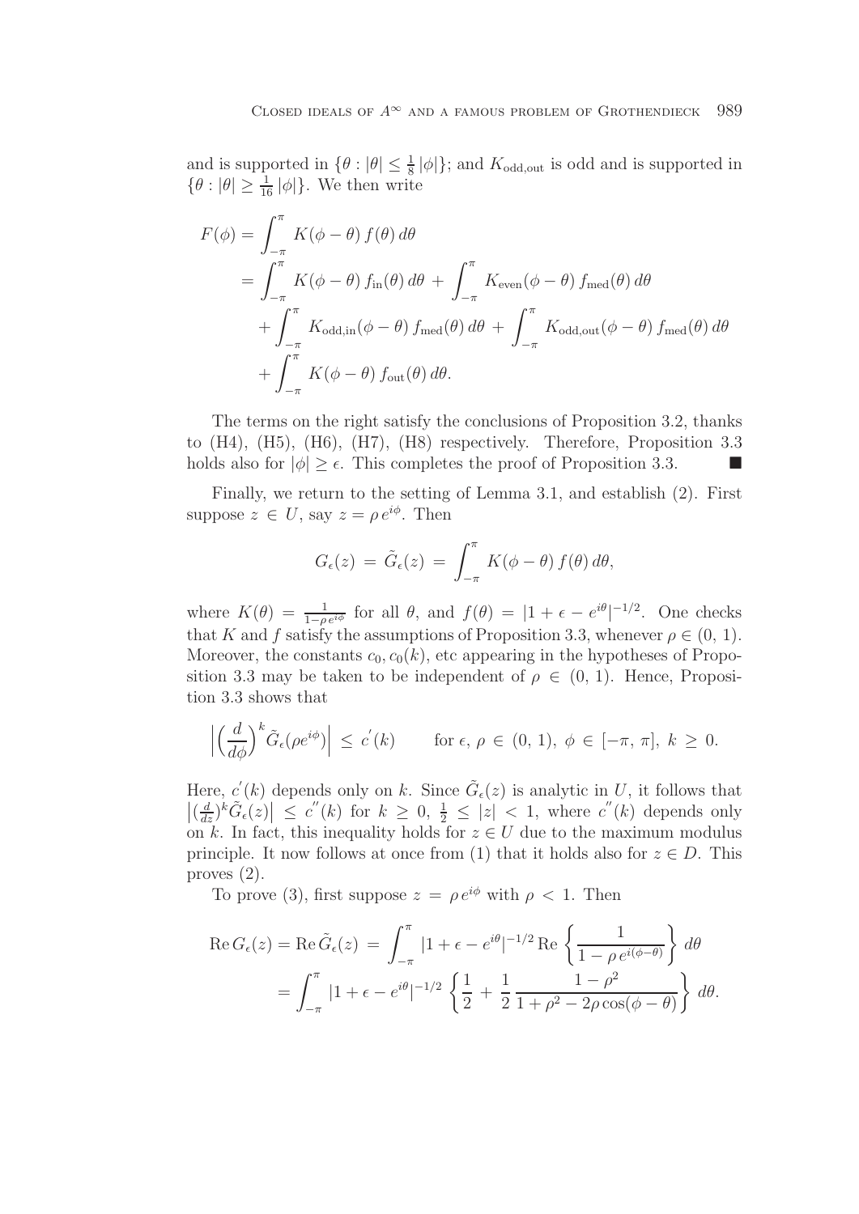and is supported in $\{\theta : |\theta| \leq \frac{1}{8}|\phi|\}$; and $K_{\text{odd,out}}$ is odd and is supported in $\{\theta : |\theta| \geq \frac{1}{16}|\phi|\}$. We then write

$$
\begin{aligned}
F(\phi) &= \int_{-\pi}^{\pi} K(\phi - \theta)\, f(\theta)\, d\theta \\
&= \int_{-\pi}^{\pi} K(\phi - \theta)\, f_{\text{in}}(\theta)\, d\theta \,+\, \int_{-\pi}^{\pi} K_{\text{even}}(\phi - \theta)\, f_{\text{med}}(\theta)\, d\theta \\
&\quad + \int_{-\pi}^{\pi} K_{\text{odd,in}}(\phi - \theta)\, f_{\text{med}}(\theta)\, d\theta \,+\, \int_{-\pi}^{\pi} K_{\text{odd,out}}(\phi - \theta)\, f_{\text{med}}(\theta)\, d\theta \\
&\quad + \int_{-\pi}^{\pi} K(\phi - \theta)\, f_{\text{out}}(\theta)\, d\theta.
\end{aligned}
$$

The terms on the right satisfy the conclusions of Proposition 3.2, thanks to (H4), (H5), (H6), (H7), (H8) respectively. Therefore, Proposition 3.3 holds also for $|\phi| \geq \epsilon$. This completes the proof of Proposition 3.3. ∎

Finally, we return to the setting of Lemma 3.1, and establish (2). First suppose $z \in U$, say $z = \rho\, e^{i\phi}$. Then

$$
G_\epsilon(z) \,=\, \tilde{G}_\epsilon(z) \,=\, \int_{-\pi}^{\pi} K(\phi - \theta)\, f(\theta)\, d\theta,
$$

where $K(\theta) = \frac{1}{1 - \rho\, e^{i\phi}}$ for all $\theta$, and $f(\theta) = |1 + \epsilon - e^{i\theta}|^{-1/2}$. One checks that $K$ and $f$ satisfy the assumptions of Proposition 3.3, whenever $\rho \in (0, 1)$. Moreover, the constants $c_0, c_0(k)$, etc appearing in the hypotheses of Proposition 3.3 may be taken to be independent of $\rho \in (0, 1)$. Hence, Proposition 3.3 shows that

$$
\Big| \Big(\frac{d}{d\phi}\Big)^k \tilde{G}_\epsilon(\rho e^{i\phi}) \Big| \,\leq\, c^{'}(k) \qquad \text{for } \epsilon,\, \rho \,\in\, (0,\, 1),\ \phi \,\in\, [-\pi,\, \pi],\ k \,\geq\, 0.
$$

Here, $c^{'}(k)$ depends only on $k$. Since $\tilde{G}_\epsilon(z)$ is analytic in $U$, it follows that $\big|(\frac{d}{dz})^k \tilde{G}_\epsilon(z)\big| \,\leq\, c^{''}(k)$ for $k \,\geq\, 0,\ \frac{1}{2} \,\leq\, |z| \,<\, 1$, where $c^{''}(k)$ depends only on $k$. In fact, this inequality holds for $z \in U$ due to the maximum modulus principle. It now follows at once from (1) that it holds also for $z \in D$. This proves (2).

To prove (3), first suppose $z \,=\, \rho\, e^{i\phi}$ with $\rho \,<\, 1$. Then

$$
\begin{aligned}
\operatorname{Re} G_\epsilon(z) = \operatorname{Re} \tilde{G}_\epsilon(z) \,&=\, \int_{-\pi}^{\pi} |1 + \epsilon - e^{i\theta}|^{-1/2} \operatorname{Re} \left\{ \frac{1}{1 - \rho\, e^{i(\phi - \theta)}} \right\} d\theta \\
&= \int_{-\pi}^{\pi} |1 + \epsilon - e^{i\theta}|^{-1/2} \left\{ \frac{1}{2} \,+\, \frac{1}{2}\, \frac{1 - \rho^2}{1 + \rho^2 - 2\rho \cos(\phi - \theta)} \right\} d\theta.
\end{aligned}
$$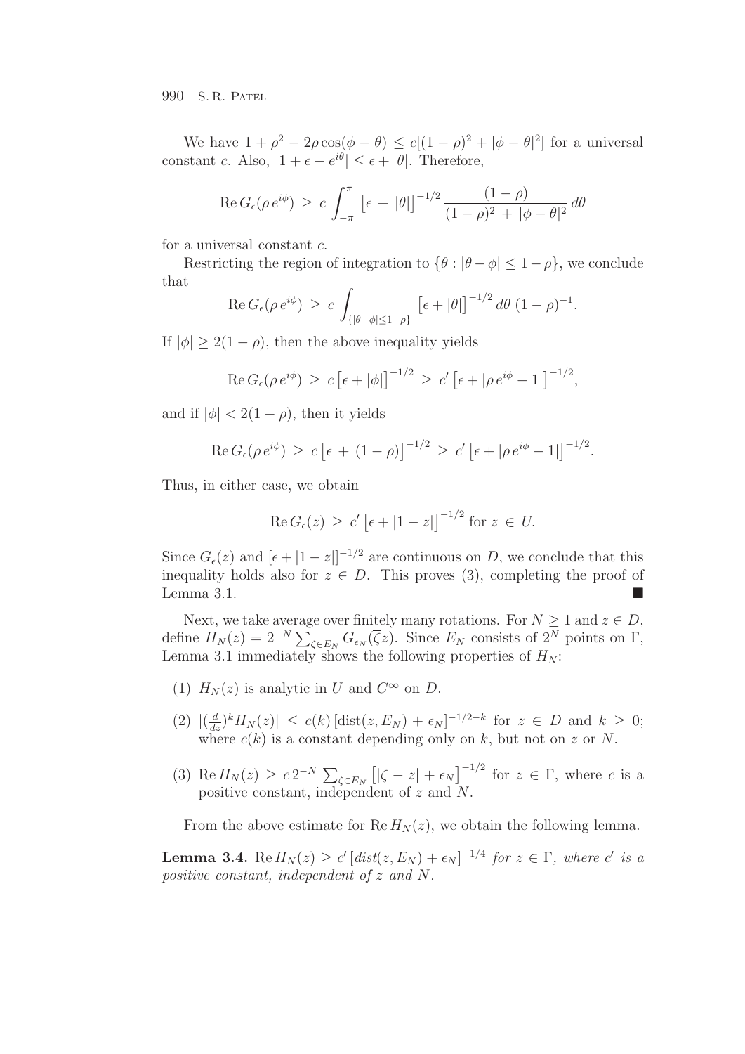We have $1 + \rho^2 - 2\rho\cos(\phi - \theta) \leq c[(1-\rho)^2 + |\phi - \theta|^2]$ for a universal constant $c$. Also, $|1 + \epsilon - e^{i\theta}| \leq \epsilon + |\theta|$. Therefore,

$$\operatorname{Re} G_\epsilon(\rho\, e^{i\phi}) \;\geq\; c \int_{-\pi}^{\pi} \big[\epsilon \,+\, |\theta|\big]^{-1/2} \frac{(1-\rho)}{(1-\rho)^2 \,+\, |\phi - \theta|^2}\, d\theta$$

for a universal constant $c$.

Restricting the region of integration to $\{\theta : |\theta - \phi| \leq 1 - \rho\}$, we conclude that

$$\operatorname{Re} G_\epsilon(\rho\, e^{i\phi}) \;\geq\; c \int_{\{|\theta - \phi| \leq 1-\rho\}} \big[\epsilon + |\theta|\big]^{-1/2} d\theta \; (1-\rho)^{-1}.$$

If $|\phi| \geq 2(1-\rho)$, then the above inequality yields

$$\operatorname{Re} G_\epsilon(\rho\, e^{i\phi}) \;\geq\; c\big[\epsilon + |\phi|\big]^{-1/2} \;\geq\; c'\big[\epsilon + |\rho\, e^{i\phi} - 1|\big]^{-1/2},$$

and if $|\phi| < 2(1-\rho)$, then it yields

$$\operatorname{Re} G_\epsilon(\rho\, e^{i\phi}) \;\geq\; c\big[\epsilon \,+\, (1-\rho)\big]^{-1/2} \;\geq\; c'\big[\epsilon + |\rho\, e^{i\phi} - 1|\big]^{-1/2}.$$

Thus, in either case, we obtain

$$\operatorname{Re} G_\epsilon(z) \;\geq\; c'\big[\epsilon + |1 - z|\big]^{-1/2} \text{ for } z \,\in\, U.$$

Since $G_\epsilon(z)$ and $[\epsilon + |1 - z|]^{-1/2}$ are continuous on $D$, we conclude that this inequality holds also for $z \in D$. This proves (3), completing the proof of Lemma 3.1. ■

Next, we take average over finitely many rotations. For $N \geq 1$ and $z \in D$, define $H_N(z) = 2^{-N} \sum_{\zeta \in E_N} G_{\epsilon_N}(\overline{\zeta} z)$. Since $E_N$ consists of $2^N$ points on $\Gamma$, Lemma 3.1 immediately shows the following properties of $H_N$:

1. $H_N(z)$ is analytic in $U$ and $C^\infty$ on $D$.
2. $|(\frac{d}{dz})^k H_N(z)| \;\leq\; c(k)\,[\operatorname{dist}(z, E_N) + \epsilon_N]^{-1/2-k}$ for $z \,\in\, D$ and $k \,\geq\, 0$; where $c(k)$ is a constant depending only on $k$, but not on $z$ or $N$.
3. $\operatorname{Re} H_N(z) \;\geq\; c\, 2^{-N} \sum_{\zeta \in E_N} \big[|\zeta - z| + \epsilon_N\big]^{-1/2}$ for $z \in \Gamma$, where $c$ is a positive constant, independent of $z$ and $N$.

From the above estimate for $\operatorname{Re} H_N(z)$, we obtain the following lemma.

**Lemma 3.4.** *$\operatorname{Re} H_N(z) \geq c'\,[dist(z, E_N) + \epsilon_N]^{-1/4}$ for $z \in \Gamma$, where $c'$ is a positive constant, independent of $z$ and $N$.*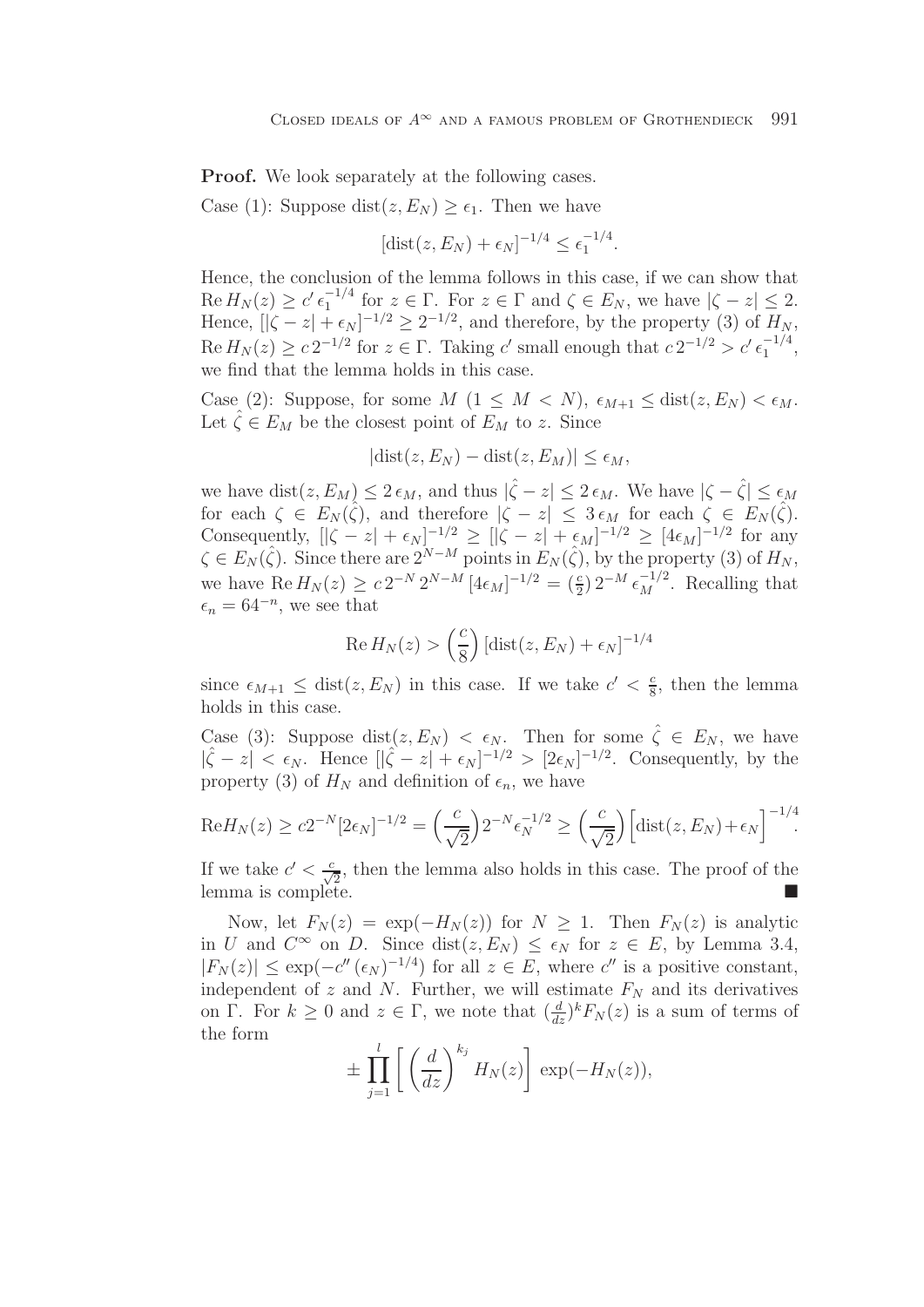**Proof.** We look separately at the following cases.

Case (1): Suppose $\operatorname{dist}(z, E_N) \geq \epsilon_1$. Then we have

$$[\operatorname{dist}(z, E_N) + \epsilon_N]^{-1/4} \leq \epsilon_1^{-1/4}.$$

Hence, the conclusion of the lemma follows in this case, if we can show that $\operatorname{Re} H_N(z) \geq c' \epsilon_1^{-1/4}$ for $z \in \Gamma$. For $z \in \Gamma$ and $\zeta \in E_N$, we have $|\zeta - z| \leq 2$. Hence, $[|\zeta - z| + \epsilon_N]^{-1/2} \geq 2^{-1/2}$, and therefore, by the property (3) of $H_N$, $\operatorname{Re} H_N(z) \geq c\, 2^{-1/2}$ for $z \in \Gamma$. Taking $c'$ small enough that $c\, 2^{-1/2} > c' \epsilon_1^{-1/4}$, we find that the lemma holds in this case.

Case (2): Suppose, for some $M$ $(1 \leq M < N)$, $\epsilon_{M+1} \leq \operatorname{dist}(z, E_N) < \epsilon_M$. Let $\hat{\zeta} \in E_M$ be the closest point of $E_M$ to $z$. Since

$$|\operatorname{dist}(z, E_N) - \operatorname{dist}(z, E_M)| \leq \epsilon_M,$$

we have $\operatorname{dist}(z, E_M) \leq 2\,\epsilon_M$, and thus $|\hat{\zeta} - z| \leq 2\,\epsilon_M$. We have $|\zeta - \hat{\zeta}| \leq \epsilon_M$ for each $\zeta \in E_N(\hat{\zeta})$, and therefore $|\zeta - z| \leq 3\,\epsilon_M$ for each $\zeta \in E_N(\hat{\zeta})$. Consequently, $[|\zeta - z| + \epsilon_N]^{-1/2} \geq [|\zeta - z| + \epsilon_M]^{-1/2} \geq [4\epsilon_M]^{-1/2}$ for any $\zeta \in E_N(\hat{\zeta})$. Since there are $2^{N-M}$ points in $E_N(\hat{\zeta})$, by the property (3) of $H_N$, we have $\operatorname{Re} H_N(z) \geq c\, 2^{-N}\, 2^{N-M}\, [4\epsilon_M]^{-1/2} = (\frac{c}{2})\, 2^{-M}\, \epsilon_M^{-1/2}$. Recalling that $\epsilon_n = 64^{-n}$, we see that

$$\operatorname{Re} H_N(z) > \left(\frac{c}{8}\right) [\operatorname{dist}(z, E_N) + \epsilon_N]^{-1/4}$$

since $\epsilon_{M+1} \leq \operatorname{dist}(z, E_N)$ in this case. If we take $c' < \frac{c}{8}$, then the lemma holds in this case.

Case (3): Suppose $\operatorname{dist}(z, E_N) < \epsilon_N$. Then for some $\hat{\zeta} \in E_N$, we have $|\hat{\zeta} - z| < \epsilon_N$. Hence $[|\hat{\zeta} - z| + \epsilon_N]^{-1/2} > [2\epsilon_N]^{-1/2}$. Consequently, by the property (3) of $H_N$ and definition of $\epsilon_n$, we have

$$\operatorname{Re} H_N(z) \geq c 2^{-N} [2\epsilon_N]^{-1/2} = \Big(\frac{c}{\sqrt{2}}\Big) 2^{-N} \epsilon_N^{-1/2} \geq \Big(\frac{c}{\sqrt{2}}\Big) \Big[\operatorname{dist}(z, E_N) + \epsilon_N\Big]^{-1/4}.$$

If we take $c' < \frac{c}{\sqrt{2}}$, then the lemma also holds in this case. The proof of the lemma is complete. ■

Now, let $F_N(z) = \exp(-H_N(z))$ for $N \geq 1$. Then $F_N(z)$ is analytic in $U$ and $C^\infty$ on $D$. Since $\operatorname{dist}(z, E_N) \leq \epsilon_N$ for $z \in E$, by Lemma 3.4, $|F_N(z)| \leq \exp(-c''(\epsilon_N)^{-1/4})$ for all $z \in E$, where $c''$ is a positive constant, independent of $z$ and $N$. Further, we will estimate $F_N$ and its derivatives on $\Gamma$. For $k \geq 0$ and $z \in \Gamma$, we note that $(\frac{d}{dz})^k F_N(z)$ is a sum of terms of the form

$$\pm \prod_{j=1}^{l} \left[ \left(\frac{d}{dz}\right)^{k_j} H_N(z) \right] \exp(-H_N(z)),$$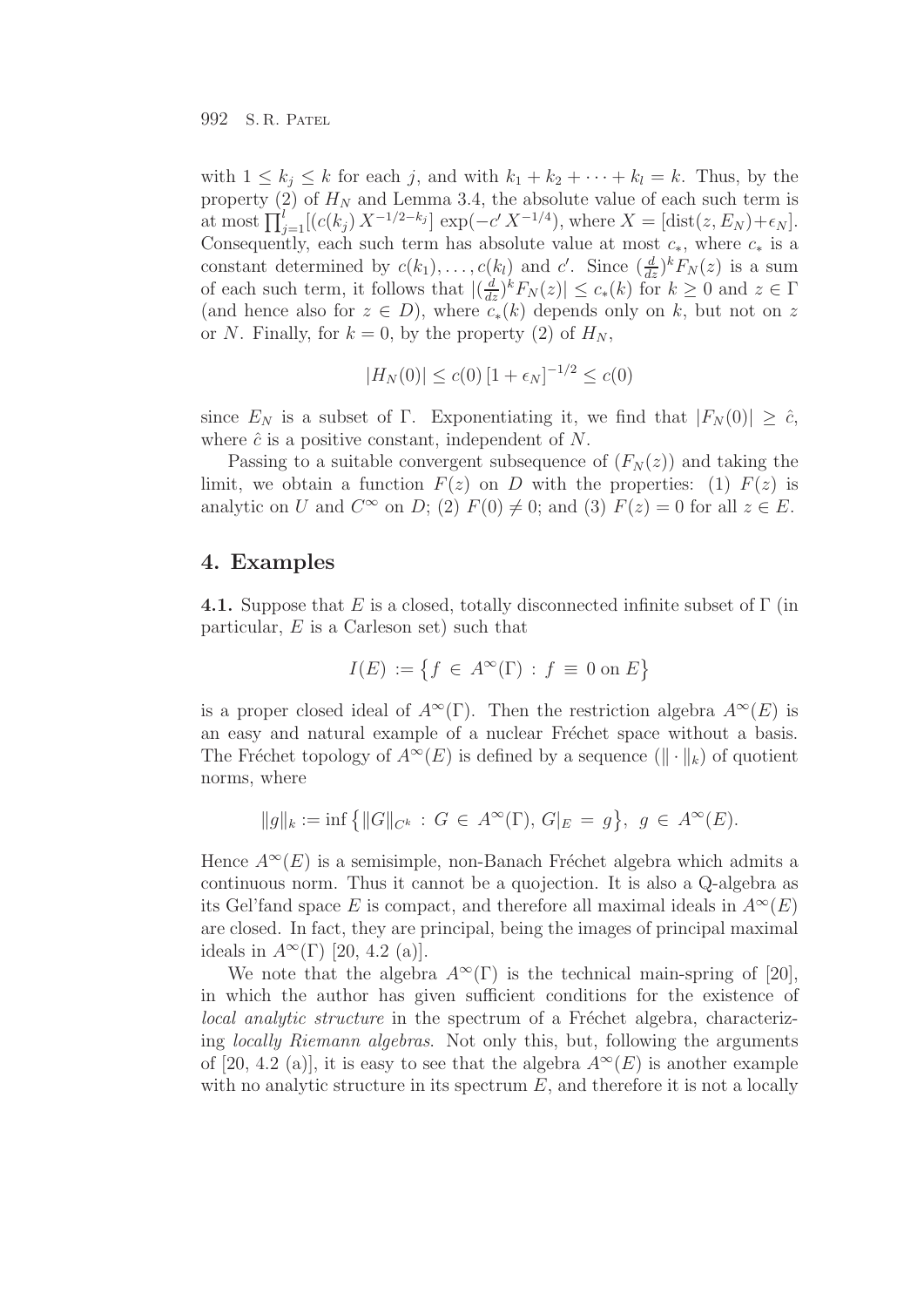with $1 \le k_j \le k$ for each $j$, and with $k_1 + k_2 + \cdots + k_l = k$. Thus, by the property (2) of $H_N$ and Lemma 3.4, the absolute value of each such term is at most $\prod_{j=1}^{l} [(c(k_j)\, X^{-1/2-k_j}] \exp(-c' X^{-1/4})$, where $X = [\mathrm{dist}(z, E_N) + \epsilon_N]$. Consequently, each such term has absolute value at most $c_*$, where $c_*$ is a constant determined by $c(k_1), \ldots, c(k_l)$ and $c'$. Since $(\frac{d}{dz})^k F_N(z)$ is a sum of each such term, it follows that $|(\frac{d}{dz})^k F_N(z)| \le c_*(k)$ for $k \ge 0$ and $z \in \Gamma$ (and hence also for $z \in D$), where $c_*(k)$ depends only on $k$, but not on $z$ or $N$. Finally, for $k = 0$, by the property (2) of $H_N$,

$$|H_N(0)| \le c(0)\, [1 + \epsilon_N]^{-1/2} \le c(0)$$

since $E_N$ is a subset of $\Gamma$. Exponentiating it, we find that $|F_N(0)| \ge \hat{c}$, where $\hat{c}$ is a positive constant, independent of $N$.

Passing to a suitable convergent subsequence of $(F_N(z))$ and taking the limit, we obtain a function $F(z)$ on $D$ with the properties: (1) $F(z)$ is analytic on $U$ and $C^\infty$ on $D$; (2) $F(0) \ne 0$; and (3) $F(z) = 0$ for all $z \in E$.

## 4. Examples

**4.1.** Suppose that $E$ is a closed, totally disconnected infinite subset of $\Gamma$ (in particular, $E$ is a Carleson set) such that

$$I(E) := \left\{ f \in A^\infty(\Gamma) : f \equiv 0 \text{ on } E \right\}$$

is a proper closed ideal of $A^\infty(\Gamma)$. Then the restriction algebra $A^\infty(E)$ is an easy and natural example of a nuclear Fréchet space without a basis. The Fréchet topology of $A^\infty(E)$ is defined by a sequence $(\|\cdot\|_k)$ of quotient norms, where

$$\|g\|_k := \inf \left\{ \|G\|_{C^k} : G \in A^\infty(\Gamma),\, G|_E = g \right\}, \;\; g \in A^\infty(E).$$

Hence $A^\infty(E)$ is a semisimple, non-Banach Fréchet algebra which admits a continuous norm. Thus it cannot be a quojection. It is also a Q-algebra as its Gel'fand space $E$ is compact, and therefore all maximal ideals in $A^\infty(E)$ are closed. In fact, they are principal, being the images of principal maximal ideals in $A^\infty(\Gamma)$ [20, 4.2 (a)].

We note that the algebra $A^\infty(\Gamma)$ is the technical main-spring of [20], in which the author has given sufficient conditions for the existence of *local analytic structure* in the spectrum of a Fréchet algebra, characterizing *locally Riemann algebras*. Not only this, but, following the arguments of [20, 4.2 (a)], it is easy to see that the algebra $A^\infty(E)$ is another example with no analytic structure in its spectrum $E$, and therefore it is not a locally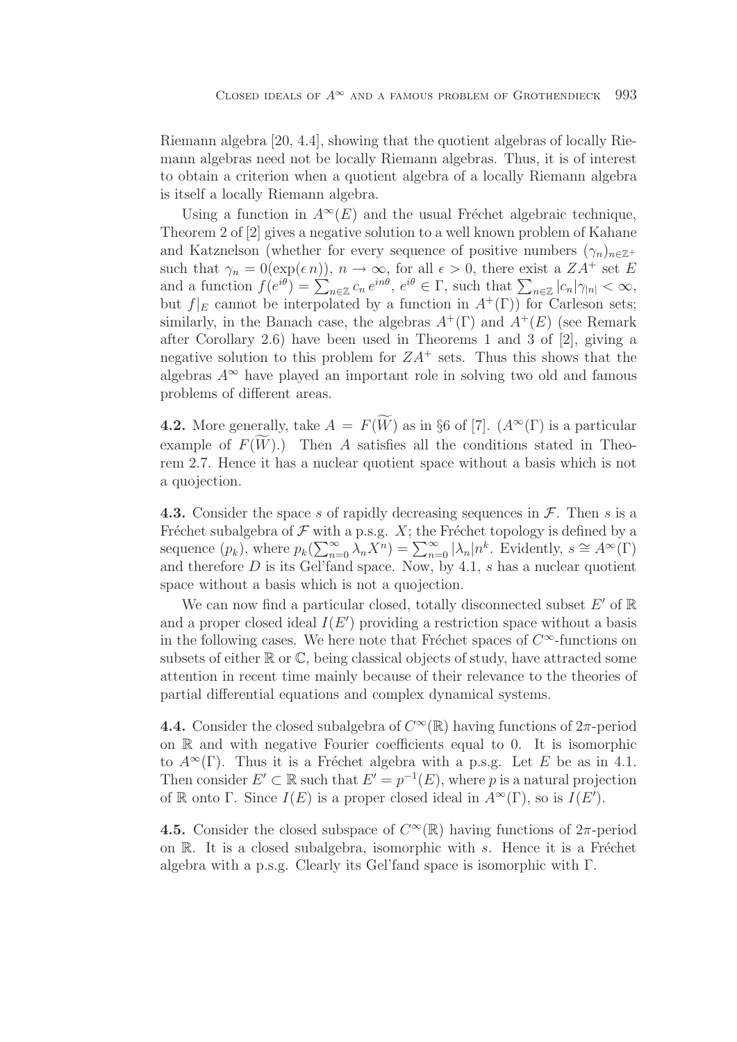Riemann algebra [20, 4.4], showing that the quotient algebras of locally Riemann algebras need not be locally Riemann algebras. Thus, it is of interest to obtain a criterion when a quotient algebra of a locally Riemann algebra is itself a locally Riemann algebra.

Using a function in $A^\infty(E)$ and the usual Fréchet algebraic technique, Theorem 2 of [2] gives a negative solution to a well known problem of Kahane and Katznelson (whether for every sequence of positive numbers $(\gamma_n)_{n\in\mathbb{Z}^+}$ such that $\gamma_n = 0(\exp(\epsilon\, n))$, $n \to \infty$, for all $\epsilon > 0$, there exist a $ZA^+$ set $E$ and a function $f(e^{i\theta}) = \sum_{n\in\mathbb{Z}} c_n\, e^{in\theta}$, $e^{i\theta} \in \Gamma$, such that $\sum_{n\in\mathbb{Z}} |c_n|\gamma_{|n|} < \infty$, but $f|_E$ cannot be interpolated by a function in $A^+(\Gamma)$) for Carleson sets; similarly, in the Banach case, the algebras $A^+(\Gamma)$ and $A^+(E)$ (see Remark after Corollary 2.6) have been used in Theorems 1 and 3 of [2], giving a negative solution to this problem for $ZA^+$ sets. Thus this shows that the algebras $A^\infty$ have played an important role in solving two old and famous problems of different areas.

**4.2.** More generally, take $A = F(\widetilde{W})$ as in §6 of [7]. ($A^\infty(\Gamma)$ is a particular example of $F(\widetilde{W})$.) Then $A$ satisfies all the conditions stated in Theorem 2.7. Hence it has a nuclear quotient space without a basis which is not a quojection.

**4.3.** Consider the space $s$ of rapidly decreasing sequences in $\mathcal{F}$. Then $s$ is a Fréchet subalgebra of $\mathcal{F}$ with a p.s.g. $X$; the Fréchet topology is defined by a sequence $(p_k)$, where $p_k(\sum_{n=0}^\infty \lambda_n X^n) = \sum_{n=0}^\infty |\lambda_n| n^k$. Evidently, $s \cong A^\infty(\Gamma)$ and therefore $D$ is its Gel'fand space. Now, by 4.1, $s$ has a nuclear quotient space without a basis which is not a quojection.

We can now find a particular closed, totally disconnected subset $E'$ of $\mathbb{R}$ and a proper closed ideal $I(E')$ providing a restriction space without a basis in the following cases. We here note that Fréchet spaces of $C^\infty$-functions on subsets of either $\mathbb{R}$ or $\mathbb{C}$, being classical objects of study, have attracted some attention in recent time mainly because of their relevance to the theories of partial differential equations and complex dynamical systems.

**4.4.** Consider the closed subalgebra of $C^\infty(\mathbb{R})$ having functions of $2\pi$-period on $\mathbb{R}$ and with negative Fourier coefficients equal to 0. It is isomorphic to $A^\infty(\Gamma)$. Thus it is a Fréchet algebra with a p.s.g. Let $E$ be as in 4.1. Then consider $E' \subset \mathbb{R}$ such that $E' = p^{-1}(E)$, where $p$ is a natural projection of $\mathbb{R}$ onto $\Gamma$. Since $I(E)$ is a proper closed ideal in $A^\infty(\Gamma)$, so is $I(E')$.

**4.5.** Consider the closed subspace of $C^\infty(\mathbb{R})$ having functions of $2\pi$-period on $\mathbb{R}$. It is a closed subalgebra, isomorphic with $s$. Hence it is a Fréchet algebra with a p.s.g. Clearly its Gel'fand space is isomorphic with $\Gamma$.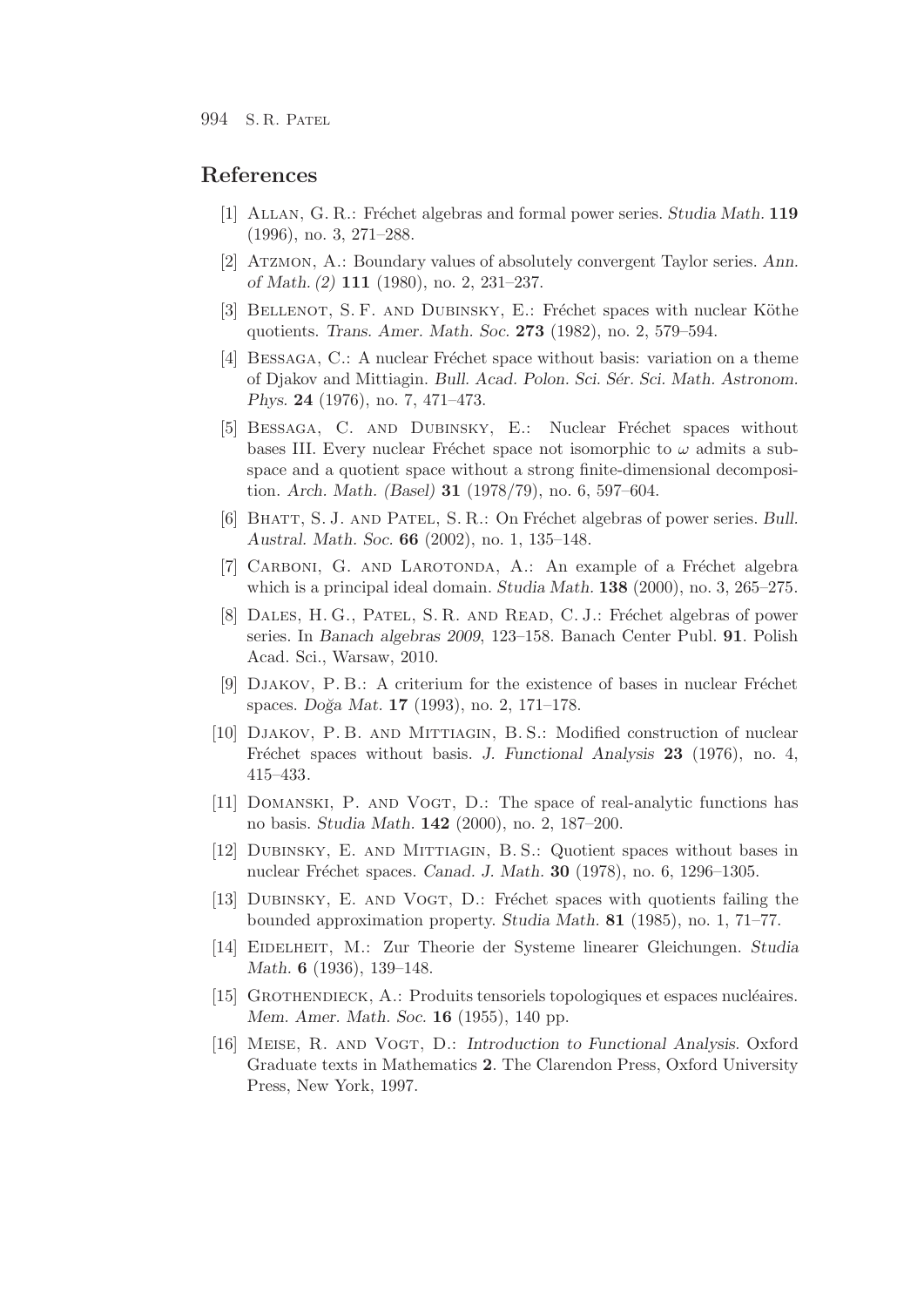## References

[1] Allan, G. R.: Fréchet algebras and formal power series. *Studia Math.* **119** (1996), no. 3, 271–288.

[2] Atzmon, A.: Boundary values of absolutely convergent Taylor series. *Ann. of Math. (2)* **111** (1980), no. 2, 231–237.

[3] Bellenot, S. F. and Dubinsky, E.: Fréchet spaces with nuclear Köthe quotients. *Trans. Amer. Math. Soc.* **273** (1982), no. 2, 579–594.

[4] Bessaga, C.: A nuclear Fréchet space without basis: variation on a theme of Djakov and Mittiagin. *Bull. Acad. Polon. Sci. Sér. Sci. Math. Astronom. Phys.* **24** (1976), no. 7, 471–473.

[5] Bessaga, C. and Dubinsky, E.: Nuclear Fréchet spaces without bases III. Every nuclear Fréchet space not isomorphic to $\omega$ admits a subspace and a quotient space without a strong finite-dimensional decomposition. *Arch. Math. (Basel)* **31** (1978/79), no. 6, 597–604.

[6] Bhatt, S. J. and Patel, S. R.: On Fréchet algebras of power series. *Bull. Austral. Math. Soc.* **66** (2002), no. 1, 135–148.

[7] Carboni, G. and Larotonda, A.: An example of a Fréchet algebra which is a principal ideal domain. *Studia Math.* **138** (2000), no. 3, 265–275.

[8] Dales, H. G., Patel, S. R. and Read, C. J.: Fréchet algebras of power series. In *Banach algebras 2009*, 123–158. Banach Center Publ. **91**. Polish Acad. Sci., Warsaw, 2010.

[9] Djakov, P. B.: A criterium for the existence of bases in nuclear Fréchet spaces. *Doğa Mat.* **17** (1993), no. 2, 171–178.

[10] Djakov, P. B. and Mittiagin, B. S.: Modified construction of nuclear Fréchet spaces without basis. *J. Functional Analysis* **23** (1976), no. 4, 415–433.

[11] Domanski, P. and Vogt, D.: The space of real-analytic functions has no basis. *Studia Math.* **142** (2000), no. 2, 187–200.

[12] Dubinsky, E. and Mittiagin, B. S.: Quotient spaces without bases in nuclear Fréchet spaces. *Canad. J. Math.* **30** (1978), no. 6, 1296–1305.

[13] Dubinsky, E. and Vogt, D.: Fréchet spaces with quotients failing the bounded approximation property. *Studia Math.* **81** (1985), no. 1, 71–77.

[14] Eidelheit, M.: Zur Theorie der Systeme linearer Gleichungen. *Studia Math.* **6** (1936), 139–148.

[15] Grothendieck, A.: Produits tensoriels topologiques et espaces nucléaires. *Mem. Amer. Math. Soc.* **16** (1955), 140 pp.

[16] Meise, R. and Vogt, D.: *Introduction to Functional Analysis.* Oxford Graduate texts in Mathematics **2**. The Clarendon Press, Oxford University Press, New York, 1997.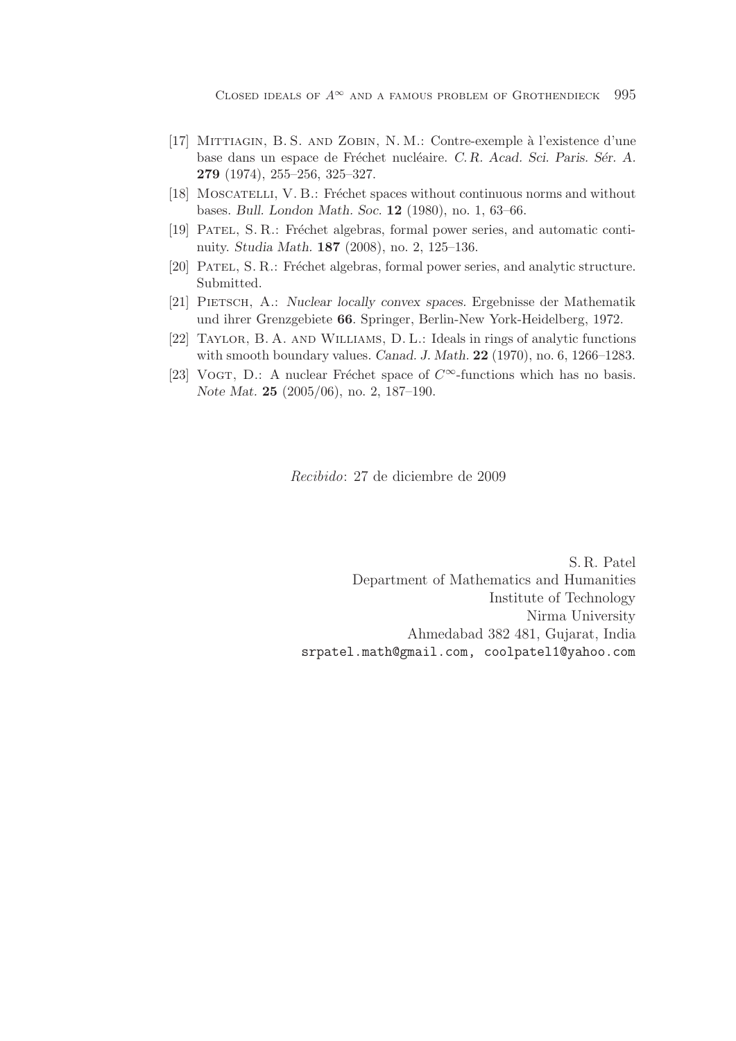[17] Mittiagin, B. S. and Zobin, N. M.: Contre-exemple à l'existence d'une base dans un espace de Fréchet nucléaire. *C. R. Acad. Sci. Paris. Sér. A.* **279** (1974), 255–256, 325–327.

[18] Moscatelli, V. B.: Fréchet spaces without continuous norms and without bases. *Bull. London Math. Soc.* **12** (1980), no. 1, 63–66.

[19] Patel, S. R.: Fréchet algebras, formal power series, and automatic continuity. *Studia Math.* **187** (2008), no. 2, 125–136.

[20] Patel, S. R.: Fréchet algebras, formal power series, and analytic structure. Submitted.

[21] Pietsch, A.: *Nuclear locally convex spaces*. Ergebnisse der Mathematik und ihrer Grenzgebiete **66**. Springer, Berlin-New York-Heidelberg, 1972.

[22] Taylor, B. A. and Williams, D. L.: Ideals in rings of analytic functions with smooth boundary values. *Canad. J. Math.* **22** (1970), no. 6, 1266–1283.

[23] Vogt, D.: A nuclear Fréchet space of $C^\infty$-functions which has no basis. *Note Mat.* **25** (2005/06), no. 2, 187–190.

*Recibido*: 27 de diciembre de 2009

S. R. Patel
Department of Mathematics and Humanities
Institute of Technology
Nirma University
Ahmedabad 382 481, Gujarat, India
srpatel.math@gmail.com, coolpatel1@yahoo.com